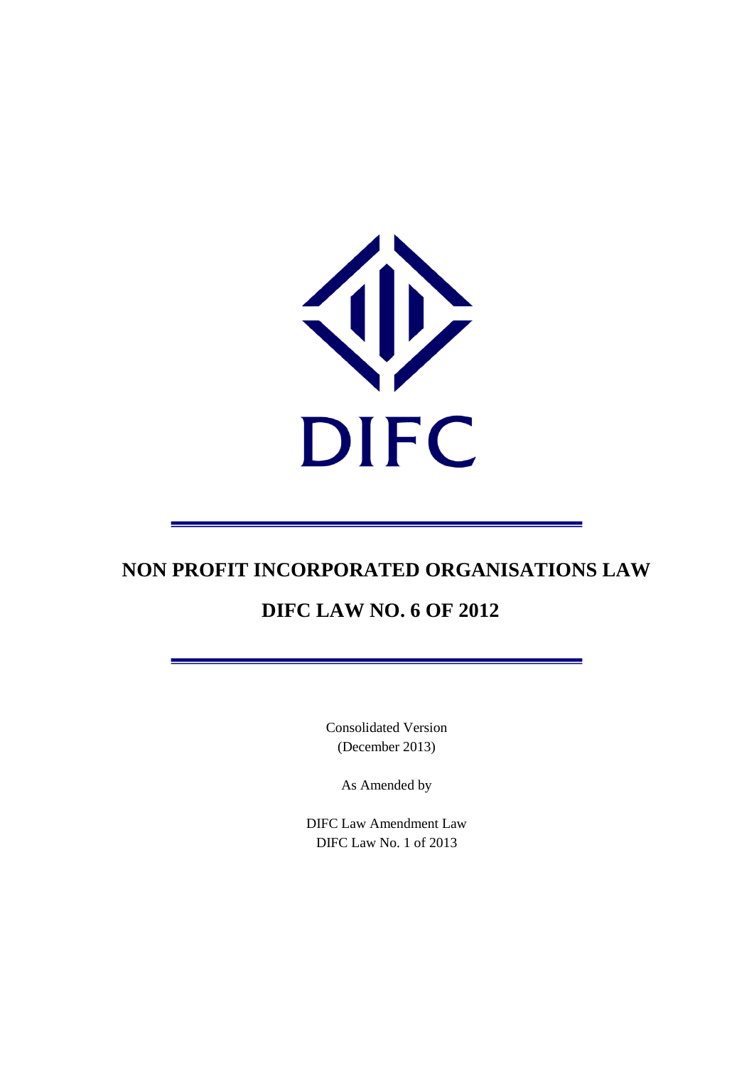DIFC

# NON PROFIT INCORPORATED ORGANISATIONS LAW

# DIFC LAW NO. 6 OF 2012

Consolidated Version
(December 2013)

As Amended by

DIFC Law Amendment Law
DIFC Law No. 1 of 2013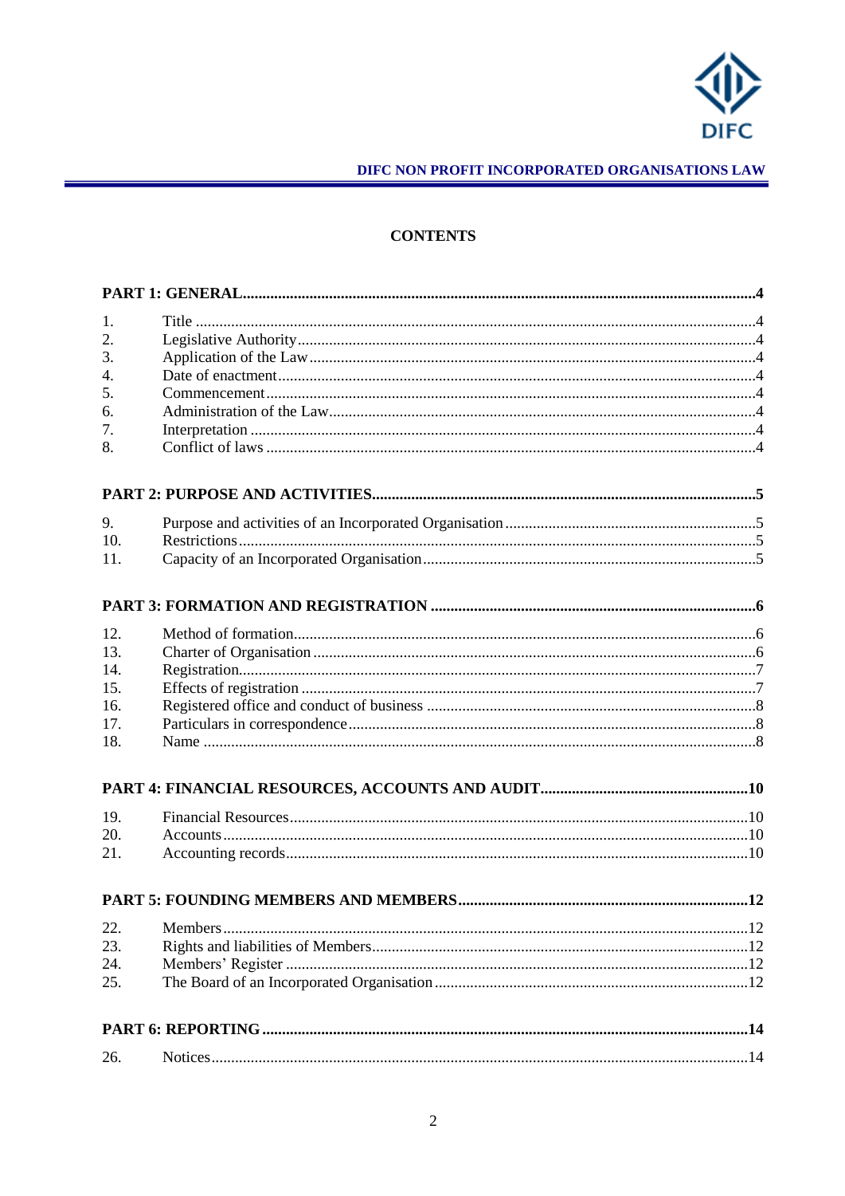# CONTENTS

**PART 1: GENERAL ........ 4**

1. Title ........ 4
2. Legislative Authority ........ 4
3. Application of the Law ........ 4
4. Date of enactment ........ 4
5. Commencement ........ 4
6. Administration of the Law ........ 4
7. Interpretation ........ 4
8. Conflict of laws ........ 4

**PART 2: PURPOSE AND ACTIVITIES ........ 5**

9. Purpose and activities of an Incorporated Organisation ........ 5
10. Restrictions ........ 5
11. Capacity of an Incorporated Organisation ........ 5

**PART 3: FORMATION AND REGISTRATION ........ 6**

12. Method of formation ........ 6
13. Charter of Organisation ........ 6
14. Registration ........ 7
15. Effects of registration ........ 7
16. Registered office and conduct of business ........ 8
17. Particulars in correspondence ........ 8
18. Name ........ 8

**PART 4: FINANCIAL RESOURCES, ACCOUNTS AND AUDIT ........ 10**

19. Financial Resources ........ 10
20. Accounts ........ 10
21. Accounting records ........ 10

**PART 5: FOUNDING MEMBERS AND MEMBERS ........ 12**

22. Members ........ 12
23. Rights and liabilities of Members ........ 12
24. Members' Register ........ 12
25. The Board of an Incorporated Organisation ........ 12

**PART 6: REPORTING ........ 14**

26. Notices ........ 14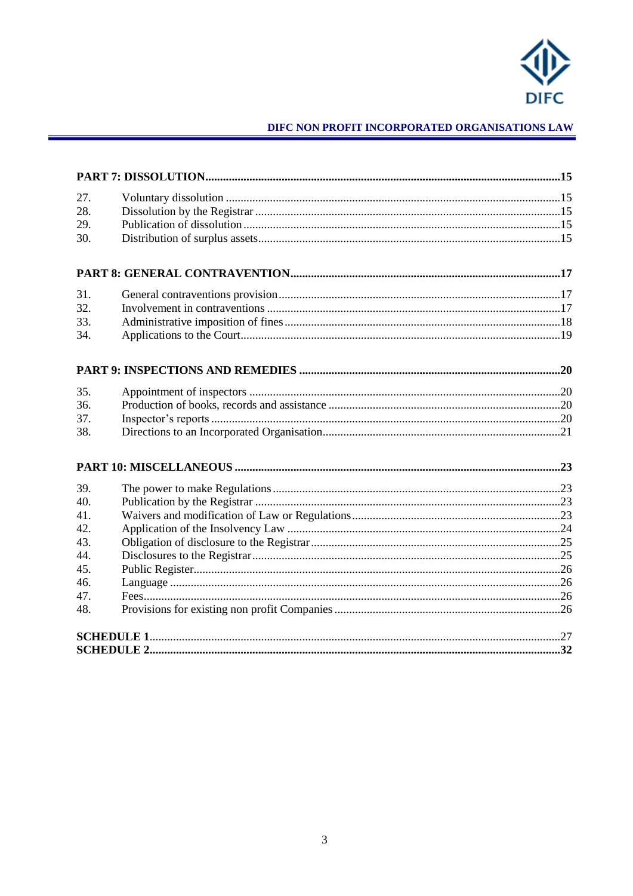| | | |
|---|---|---|
| **PART 7: DISSOLUTION** | | **15** |
| 27. | Voluntary dissolution | 15 |
| 28. | Dissolution by the Registrar | 15 |
| 29. | Publication of dissolution | 15 |
| 30. | Distribution of surplus assets | 15 |
| **PART 8: GENERAL CONTRAVENTION** | | **17** |
| 31. | General contraventions provision | 17 |
| 32. | Involvement in contraventions | 17 |
| 33. | Administrative imposition of fines | 18 |
| 34. | Applications to the Court | 19 |
| **PART 9: INSPECTIONS AND REMEDIES** | | **20** |
| 35. | Appointment of inspectors | 20 |
| 36. | Production of books, records and assistance | 20 |
| 37. | Inspector's reports | 20 |
| 38. | Directions to an Incorporated Organisation | 21 |
| **PART 10: MISCELLANEOUS** | | **23** |
| 39. | The power to make Regulations | 23 |
| 40. | Publication by the Registrar | 23 |
| 41. | Waivers and modification of Law or Regulations | 23 |
| 42. | Application of the Insolvency Law | 24 |
| 43. | Obligation of disclosure to the Registrar | 25 |
| 44. | Disclosures to the Registrar | 25 |
| 45. | Public Register | 26 |
| 46. | Language | 26 |
| 47. | Fees | 26 |
| 48. | Provisions for existing non profit Companies | 26 |
| **SCHEDULE 1** | | 27 |
| **SCHEDULE 2** | | **32** |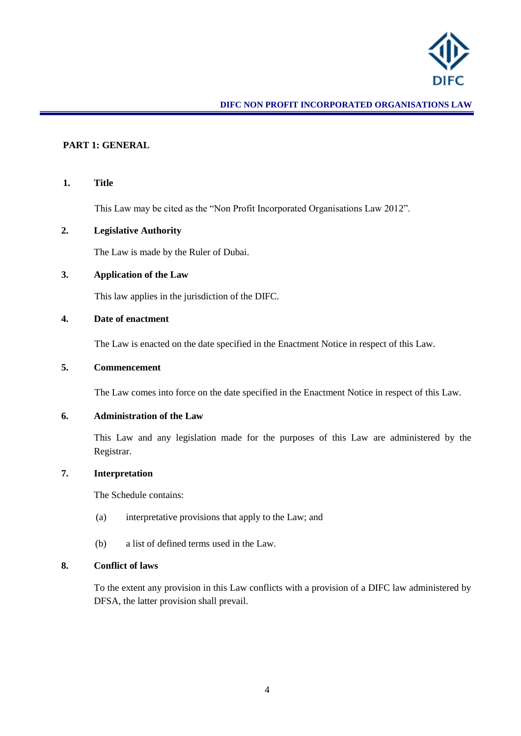## PART 1: GENERAL

### 1. Title

This Law may be cited as the "Non Profit Incorporated Organisations Law 2012".

### 2. Legislative Authority

The Law is made by the Ruler of Dubai.

### 3. Application of the Law

This law applies in the jurisdiction of the DIFC.

### 4. Date of enactment

The Law is enacted on the date specified in the Enactment Notice in respect of this Law.

### 5. Commencement

The Law comes into force on the date specified in the Enactment Notice in respect of this Law.

### 6. Administration of the Law

This Law and any legislation made for the purposes of this Law are administered by the Registrar.

### 7. Interpretation

The Schedule contains:

(a) interpretative provisions that apply to the Law; and

(b) a list of defined terms used in the Law.

### 8. Conflict of laws

To the extent any provision in this Law conflicts with a provision of a DIFC law administered by DFSA, the latter provision shall prevail.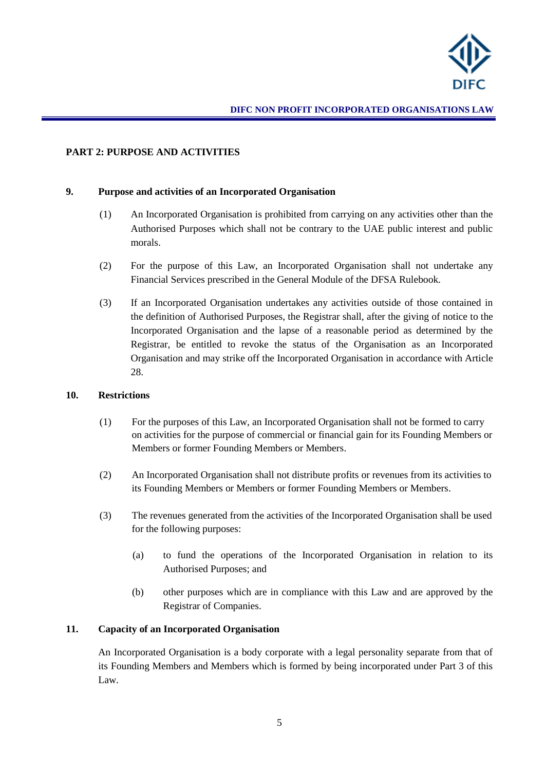## PART 2: PURPOSE AND ACTIVITIES

### 9. Purpose and activities of an Incorporated Organisation

(1) An Incorporated Organisation is prohibited from carrying on any activities other than the Authorised Purposes which shall not be contrary to the UAE public interest and public morals.

(2) For the purpose of this Law, an Incorporated Organisation shall not undertake any Financial Services prescribed in the General Module of the DFSA Rulebook.

(3) If an Incorporated Organisation undertakes any activities outside of those contained in the definition of Authorised Purposes, the Registrar shall, after the giving of notice to the Incorporated Organisation and the lapse of a reasonable period as determined by the Registrar, be entitled to revoke the status of the Organisation as an Incorporated Organisation and may strike off the Incorporated Organisation in accordance with Article 28.

### 10. Restrictions

(1) For the purposes of this Law, an Incorporated Organisation shall not be formed to carry on activities for the purpose of commercial or financial gain for its Founding Members or Members or former Founding Members or Members.

(2) An Incorporated Organisation shall not distribute profits or revenues from its activities to its Founding Members or Members or former Founding Members or Members.

(3) The revenues generated from the activities of the Incorporated Organisation shall be used for the following purposes:

(a) to fund the operations of the Incorporated Organisation in relation to its Authorised Purposes; and

(b) other purposes which are in compliance with this Law and are approved by the Registrar of Companies.

### 11. Capacity of an Incorporated Organisation

An Incorporated Organisation is a body corporate with a legal personality separate from that of its Founding Members and Members which is formed by being incorporated under Part 3 of this Law.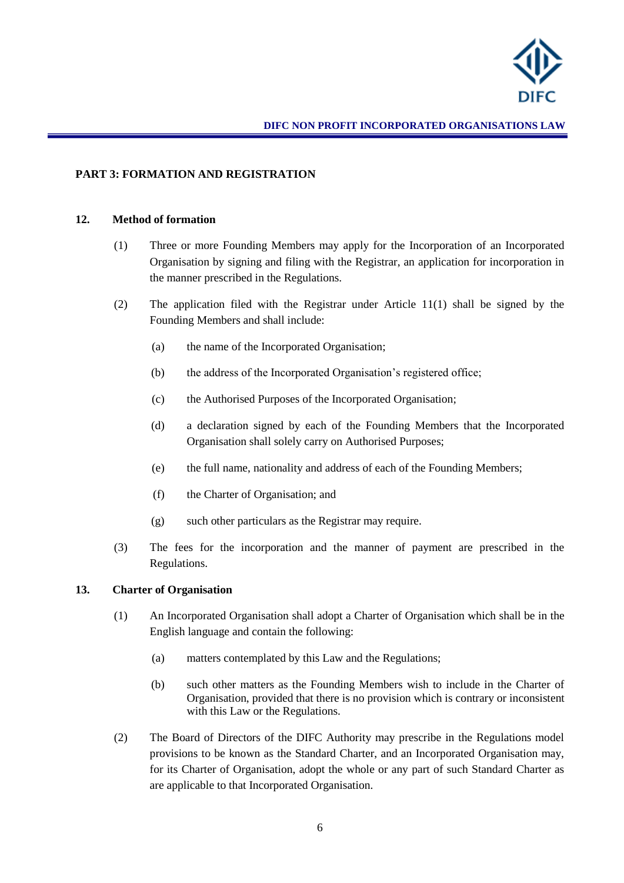## PART 3: FORMATION AND REGISTRATION

### 12. Method of formation

(1) Three or more Founding Members may apply for the Incorporation of an Incorporated Organisation by signing and filing with the Registrar, an application for incorporation in the manner prescribed in the Regulations.

(2) The application filed with the Registrar under Article 11(1) shall be signed by the Founding Members and shall include:

  (a) the name of the Incorporated Organisation;

  (b) the address of the Incorporated Organisation's registered office;

  (c) the Authorised Purposes of the Incorporated Organisation;

  (d) a declaration signed by each of the Founding Members that the Incorporated Organisation shall solely carry on Authorised Purposes;

  (e) the full name, nationality and address of each of the Founding Members;

  (f) the Charter of Organisation; and

  (g) such other particulars as the Registrar may require.

(3) The fees for the incorporation and the manner of payment are prescribed in the Regulations.

### 13. Charter of Organisation

(1) An Incorporated Organisation shall adopt a Charter of Organisation which shall be in the English language and contain the following:

  (a) matters contemplated by this Law and the Regulations;

  (b) such other matters as the Founding Members wish to include in the Charter of Organisation, provided that there is no provision which is contrary or inconsistent with this Law or the Regulations.

(2) The Board of Directors of the DIFC Authority may prescribe in the Regulations model provisions to be known as the Standard Charter, and an Incorporated Organisation may, for its Charter of Organisation, adopt the whole or any part of such Standard Charter as are applicable to that Incorporated Organisation.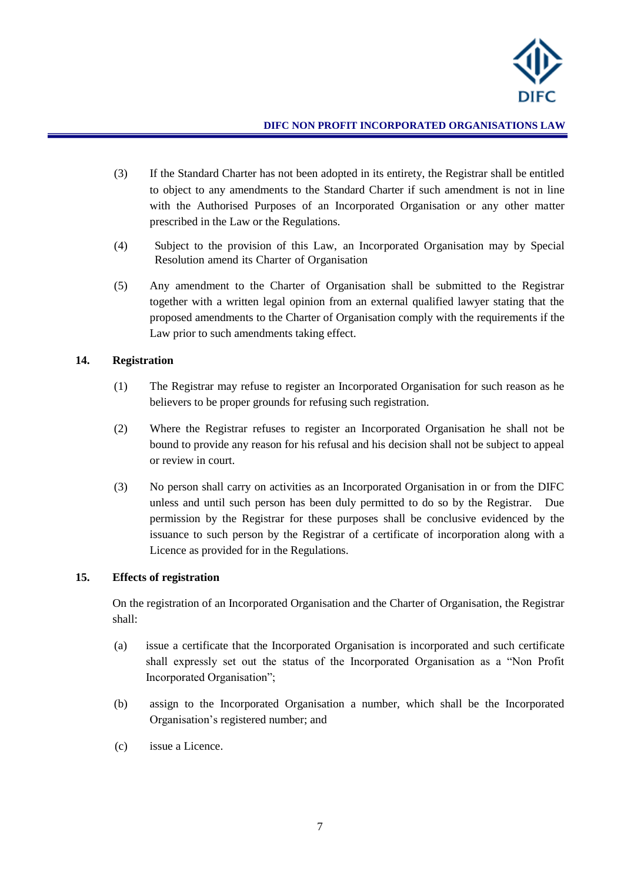(3) If the Standard Charter has not been adopted in its entirety, the Registrar shall be entitled to object to any amendments to the Standard Charter if such amendment is not in line with the Authorised Purposes of an Incorporated Organisation or any other matter prescribed in the Law or the Regulations.

(4) Subject to the provision of this Law, an Incorporated Organisation may by Special Resolution amend its Charter of Organisation

(5) Any amendment to the Charter of Organisation shall be submitted to the Registrar together with a written legal opinion from an external qualified lawyer stating that the proposed amendments to the Charter of Organisation comply with the requirements if the Law prior to such amendments taking effect.

## 14. Registration

(1) The Registrar may refuse to register an Incorporated Organisation for such reason as he believers to be proper grounds for refusing such registration.

(2) Where the Registrar refuses to register an Incorporated Organisation he shall not be bound to provide any reason for his refusal and his decision shall not be subject to appeal or review in court.

(3) No person shall carry on activities as an Incorporated Organisation in or from the DIFC unless and until such person has been duly permitted to do so by the Registrar. Due permission by the Registrar for these purposes shall be conclusive evidenced by the issuance to such person by the Registrar of a certificate of incorporation along with a Licence as provided for in the Regulations.

## 15. Effects of registration

On the registration of an Incorporated Organisation and the Charter of Organisation, the Registrar shall:

(a) issue a certificate that the Incorporated Organisation is incorporated and such certificate shall expressly set out the status of the Incorporated Organisation as a "Non Profit Incorporated Organisation";

(b) assign to the Incorporated Organisation a number, which shall be the Incorporated Organisation's registered number; and

(c) issue a Licence.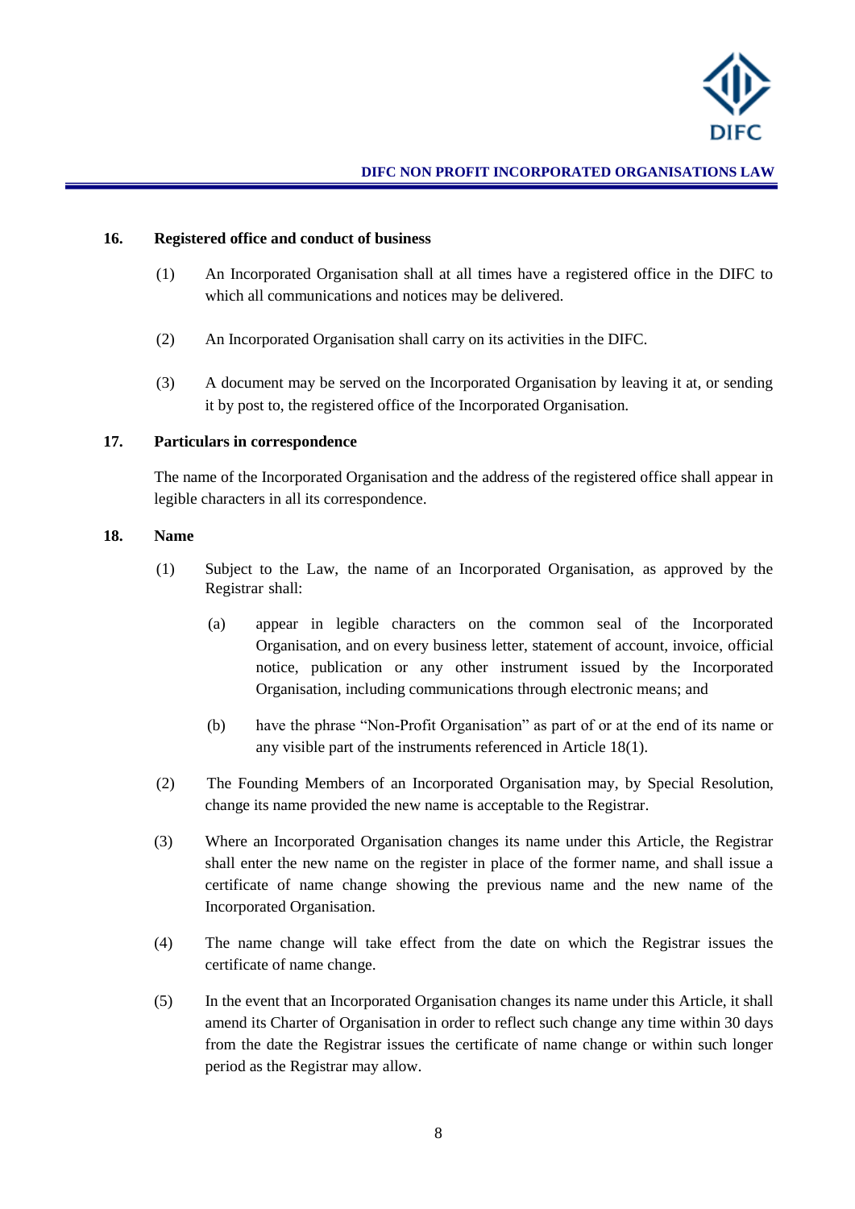## 16. Registered office and conduct of business

(1) An Incorporated Organisation shall at all times have a registered office in the DIFC to which all communications and notices may be delivered.

(2) An Incorporated Organisation shall carry on its activities in the DIFC.

(3) A document may be served on the Incorporated Organisation by leaving it at, or sending it by post to, the registered office of the Incorporated Organisation.

## 17. Particulars in correspondence

The name of the Incorporated Organisation and the address of the registered office shall appear in legible characters in all its correspondence.

## 18. Name

(1) Subject to the Law, the name of an Incorporated Organisation, as approved by the Registrar shall:

(a) appear in legible characters on the common seal of the Incorporated Organisation, and on every business letter, statement of account, invoice, official notice, publication or any other instrument issued by the Incorporated Organisation, including communications through electronic means; and

(b) have the phrase "Non-Profit Organisation" as part of or at the end of its name or any visible part of the instruments referenced in Article 18(1).

(2) The Founding Members of an Incorporated Organisation may, by Special Resolution, change its name provided the new name is acceptable to the Registrar.

(3) Where an Incorporated Organisation changes its name under this Article, the Registrar shall enter the new name on the register in place of the former name, and shall issue a certificate of name change showing the previous name and the new name of the Incorporated Organisation.

(4) The name change will take effect from the date on which the Registrar issues the certificate of name change.

(5) In the event that an Incorporated Organisation changes its name under this Article, it shall amend its Charter of Organisation in order to reflect such change any time within 30 days from the date the Registrar issues the certificate of name change or within such longer period as the Registrar may allow.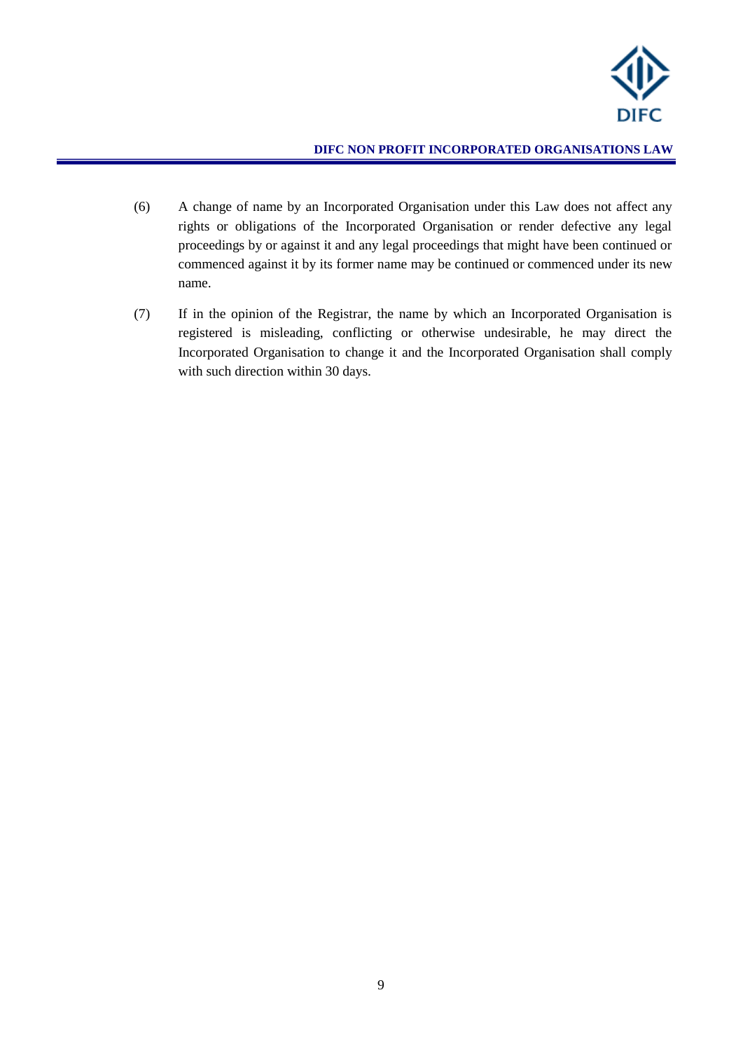(6) A change of name by an Incorporated Organisation under this Law does not affect any rights or obligations of the Incorporated Organisation or render defective any legal proceedings by or against it and any legal proceedings that might have been continued or commenced against it by its former name may be continued or commenced under its new name.

(7) If in the opinion of the Registrar, the name by which an Incorporated Organisation is registered is misleading, conflicting or otherwise undesirable, he may direct the Incorporated Organisation to change it and the Incorporated Organisation shall comply with such direction within 30 days.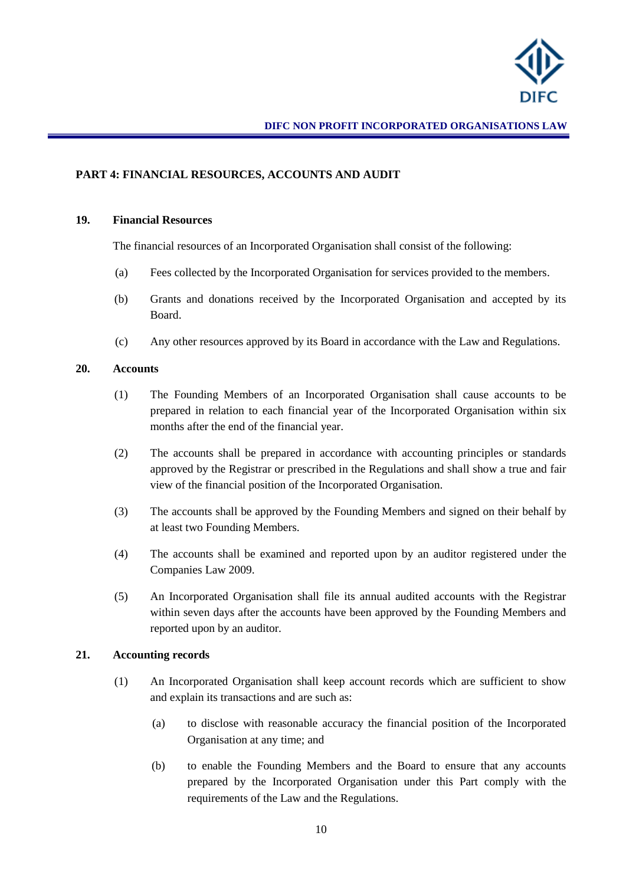## PART 4: FINANCIAL RESOURCES, ACCOUNTS AND AUDIT

### 19. Financial Resources

The financial resources of an Incorporated Organisation shall consist of the following:

(a) Fees collected by the Incorporated Organisation for services provided to the members.

(b) Grants and donations received by the Incorporated Organisation and accepted by its Board.

(c) Any other resources approved by its Board in accordance with the Law and Regulations.

### 20. Accounts

(1) The Founding Members of an Incorporated Organisation shall cause accounts to be prepared in relation to each financial year of the Incorporated Organisation within six months after the end of the financial year.

(2) The accounts shall be prepared in accordance with accounting principles or standards approved by the Registrar or prescribed in the Regulations and shall show a true and fair view of the financial position of the Incorporated Organisation.

(3) The accounts shall be approved by the Founding Members and signed on their behalf by at least two Founding Members.

(4) The accounts shall be examined and reported upon by an auditor registered under the Companies Law 2009.

(5) An Incorporated Organisation shall file its annual audited accounts with the Registrar within seven days after the accounts have been approved by the Founding Members and reported upon by an auditor.

### 21. Accounting records

(1) An Incorporated Organisation shall keep account records which are sufficient to show and explain its transactions and are such as:

(a) to disclose with reasonable accuracy the financial position of the Incorporated Organisation at any time; and

(b) to enable the Founding Members and the Board to ensure that any accounts prepared by the Incorporated Organisation under this Part comply with the requirements of the Law and the Regulations.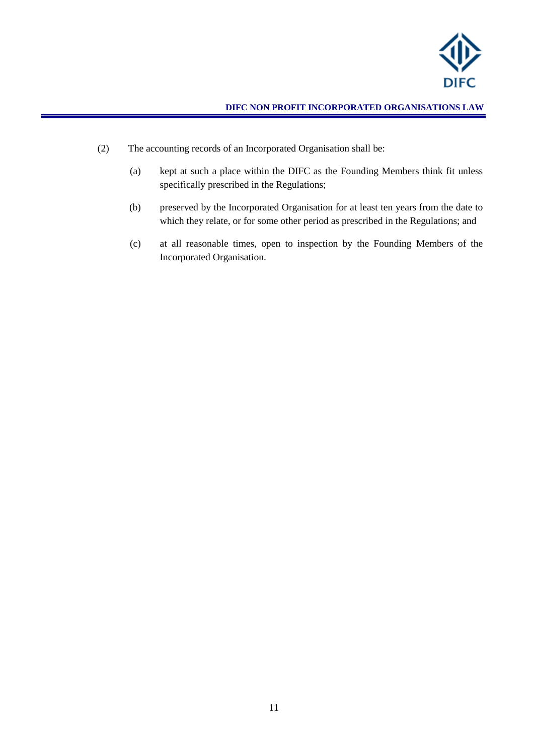(2) The accounting records of an Incorporated Organisation shall be:

(a) kept at such a place within the DIFC as the Founding Members think fit unless specifically prescribed in the Regulations;

(b) preserved by the Incorporated Organisation for at least ten years from the date to which they relate, or for some other period as prescribed in the Regulations; and

(c) at all reasonable times, open to inspection by the Founding Members of the Incorporated Organisation.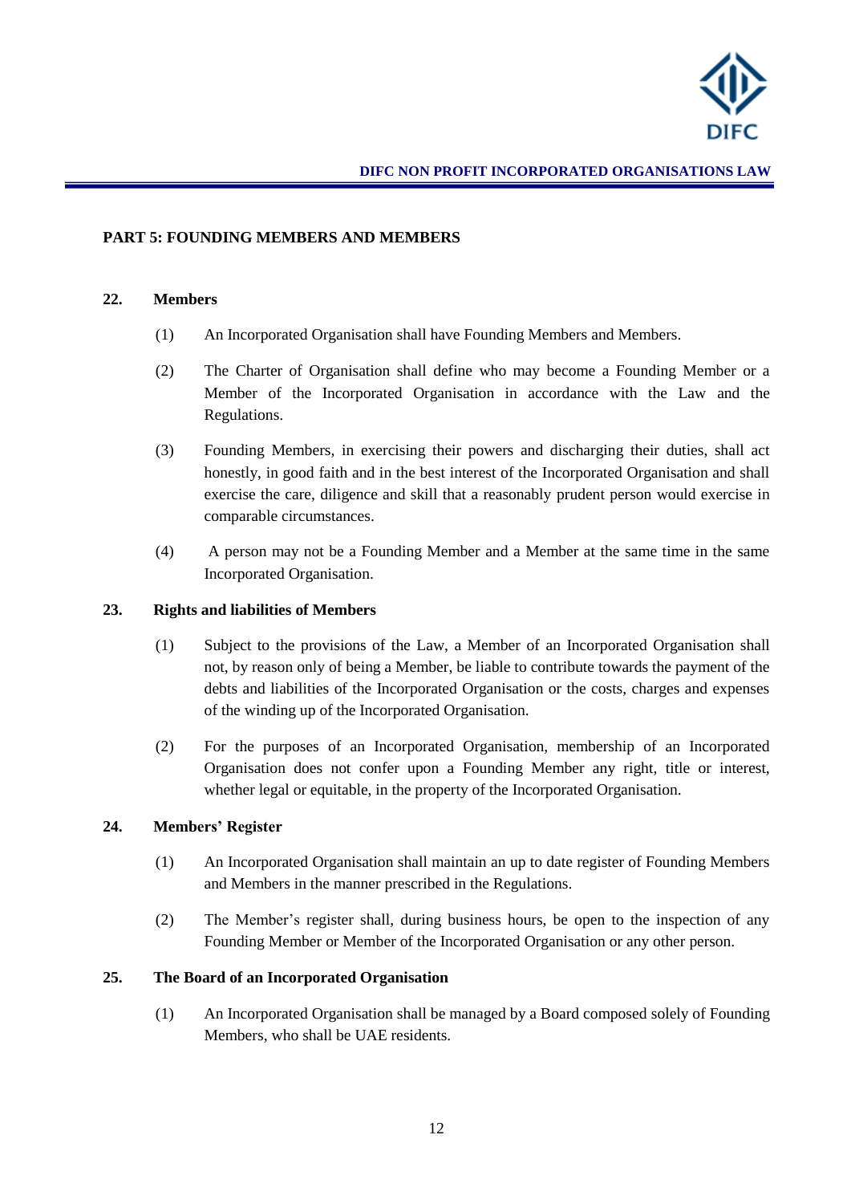## PART 5: FOUNDING MEMBERS AND MEMBERS

### 22. Members

(1) An Incorporated Organisation shall have Founding Members and Members.

(2) The Charter of Organisation shall define who may become a Founding Member or a Member of the Incorporated Organisation in accordance with the Law and the Regulations.

(3) Founding Members, in exercising their powers and discharging their duties, shall act honestly, in good faith and in the best interest of the Incorporated Organisation and shall exercise the care, diligence and skill that a reasonably prudent person would exercise in comparable circumstances.

(4) A person may not be a Founding Member and a Member at the same time in the same Incorporated Organisation.

### 23. Rights and liabilities of Members

(1) Subject to the provisions of the Law, a Member of an Incorporated Organisation shall not, by reason only of being a Member, be liable to contribute towards the payment of the debts and liabilities of the Incorporated Organisation or the costs, charges and expenses of the winding up of the Incorporated Organisation.

(2) For the purposes of an Incorporated Organisation, membership of an Incorporated Organisation does not confer upon a Founding Member any right, title or interest, whether legal or equitable, in the property of the Incorporated Organisation.

### 24. Members' Register

(1) An Incorporated Organisation shall maintain an up to date register of Founding Members and Members in the manner prescribed in the Regulations.

(2) The Member's register shall, during business hours, be open to the inspection of any Founding Member or Member of the Incorporated Organisation or any other person.

### 25. The Board of an Incorporated Organisation

(1) An Incorporated Organisation shall be managed by a Board composed solely of Founding Members, who shall be UAE residents.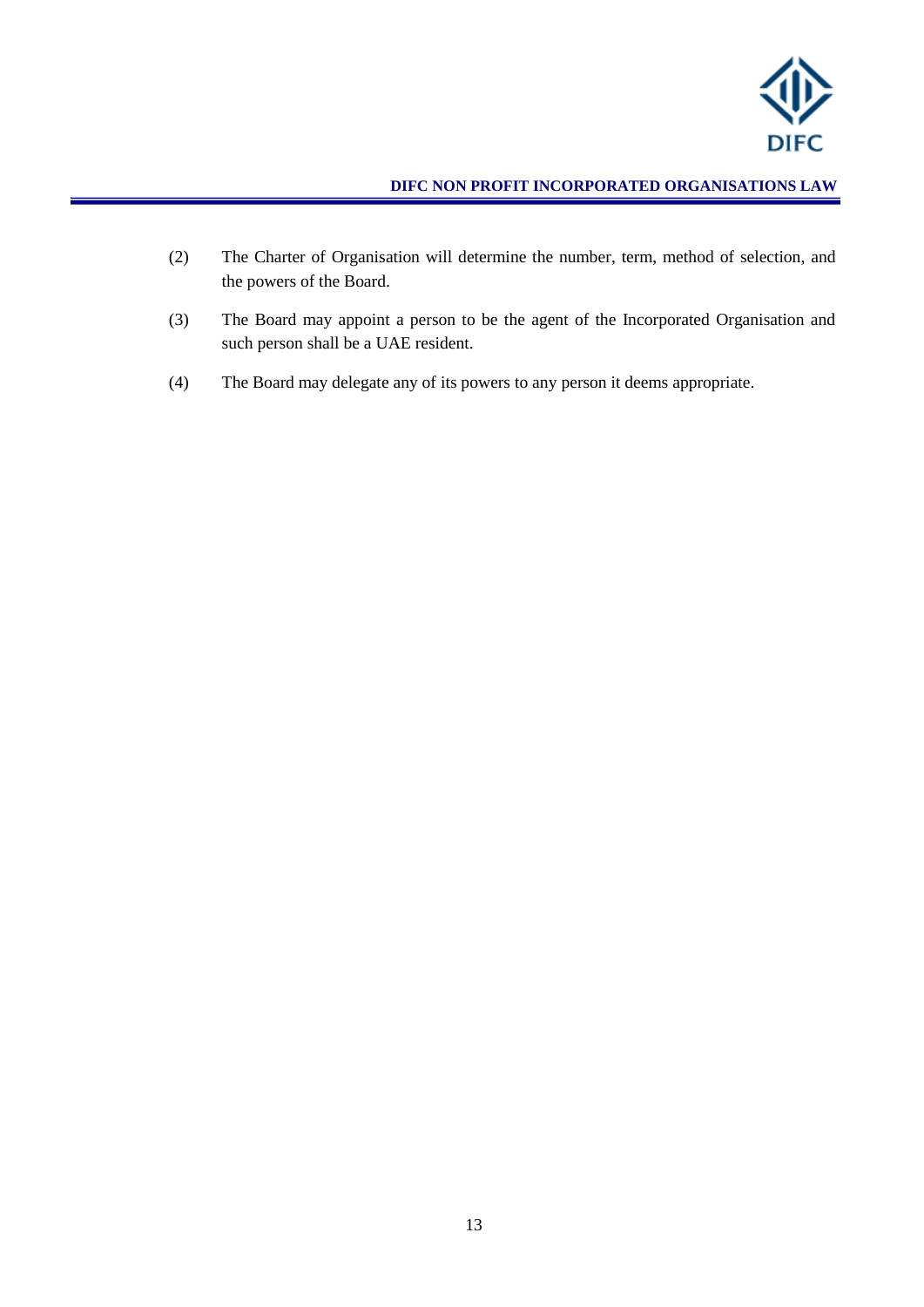(2) The Charter of Organisation will determine the number, term, method of selection, and the powers of the Board.

(3) The Board may appoint a person to be the agent of the Incorporated Organisation and such person shall be a UAE resident.

(4) The Board may delegate any of its powers to any person it deems appropriate.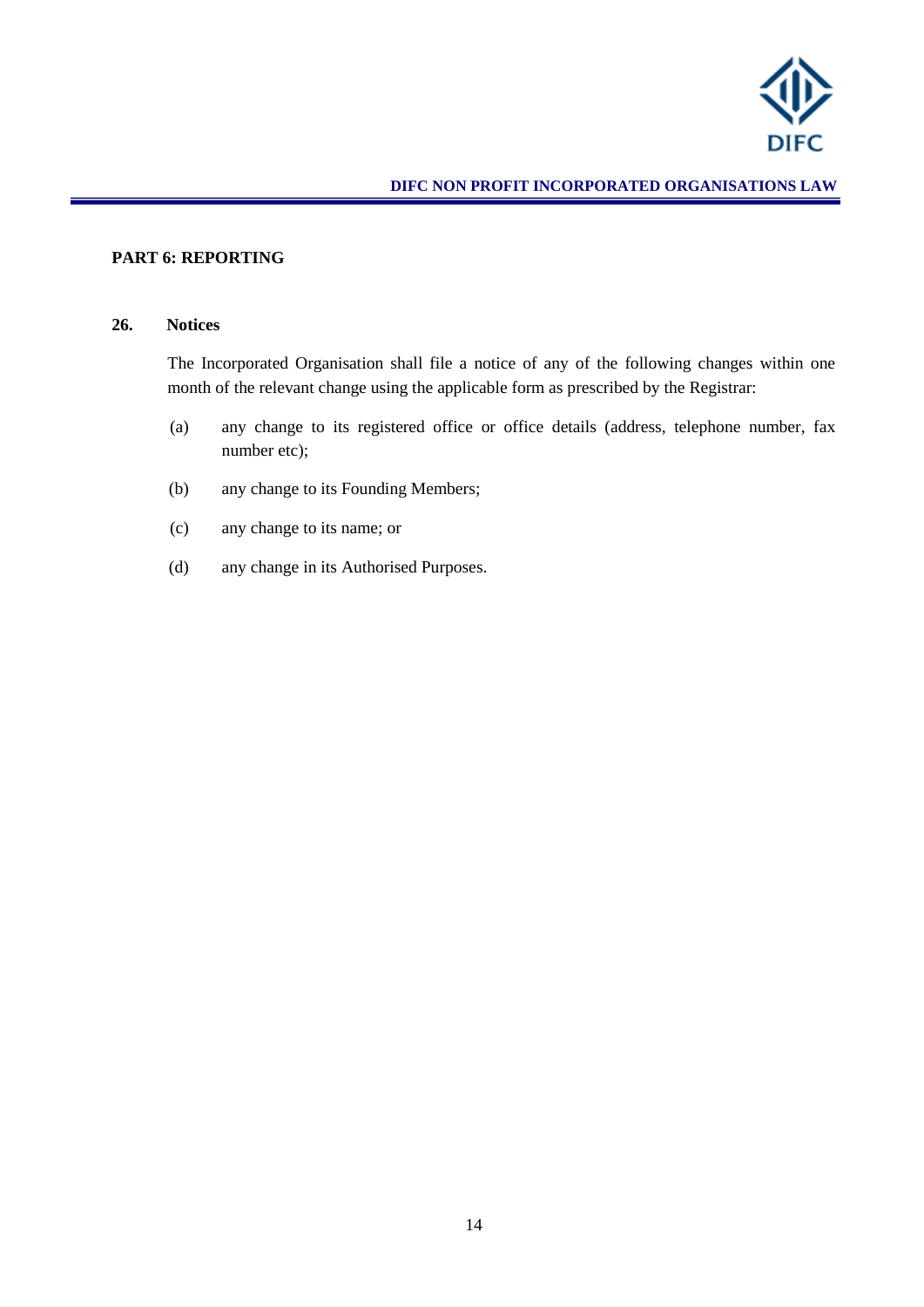## PART 6: REPORTING

### 26. Notices

The Incorporated Organisation shall file a notice of any of the following changes within one month of the relevant change using the applicable form as prescribed by the Registrar:

(a) any change to its registered office or office details (address, telephone number, fax number etc);

(b) any change to its Founding Members;

(c) any change to its name; or

(d) any change in its Authorised Purposes.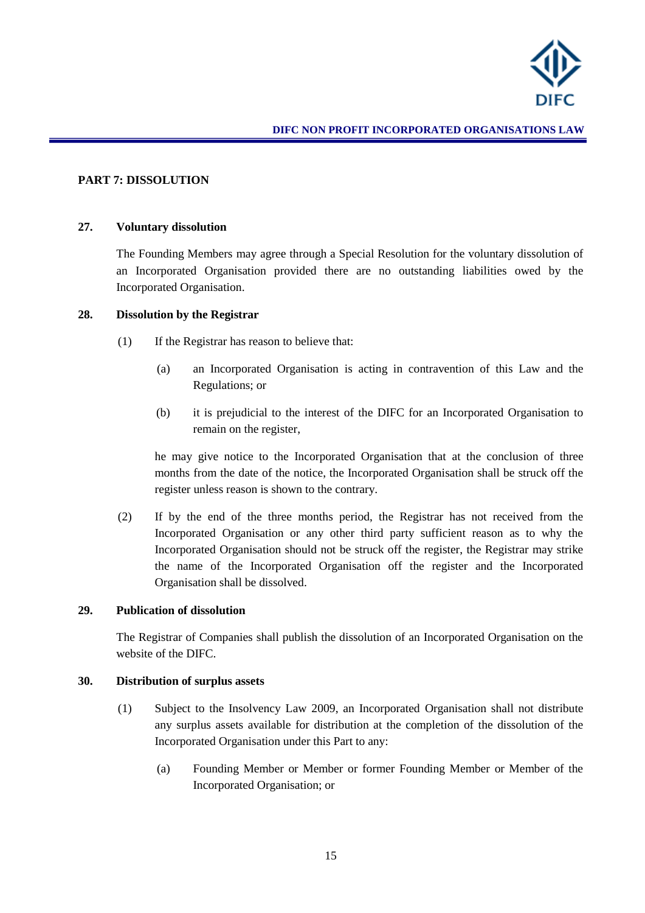## PART 7: DISSOLUTION

### 27. Voluntary dissolution

The Founding Members may agree through a Special Resolution for the voluntary dissolution of an Incorporated Organisation provided there are no outstanding liabilities owed by the Incorporated Organisation.

### 28. Dissolution by the Registrar

(1) If the Registrar has reason to believe that:

(a) an Incorporated Organisation is acting in contravention of this Law and the Regulations; or

(b) it is prejudicial to the interest of the DIFC for an Incorporated Organisation to remain on the register,

he may give notice to the Incorporated Organisation that at the conclusion of three months from the date of the notice, the Incorporated Organisation shall be struck off the register unless reason is shown to the contrary.

(2) If by the end of the three months period, the Registrar has not received from the Incorporated Organisation or any other third party sufficient reason as to why the Incorporated Organisation should not be struck off the register, the Registrar may strike the name of the Incorporated Organisation off the register and the Incorporated Organisation shall be dissolved.

### 29. Publication of dissolution

The Registrar of Companies shall publish the dissolution of an Incorporated Organisation on the website of the DIFC.

### 30. Distribution of surplus assets

(1) Subject to the Insolvency Law 2009, an Incorporated Organisation shall not distribute any surplus assets available for distribution at the completion of the dissolution of the Incorporated Organisation under this Part to any:

(a) Founding Member or Member or former Founding Member or Member of the Incorporated Organisation; or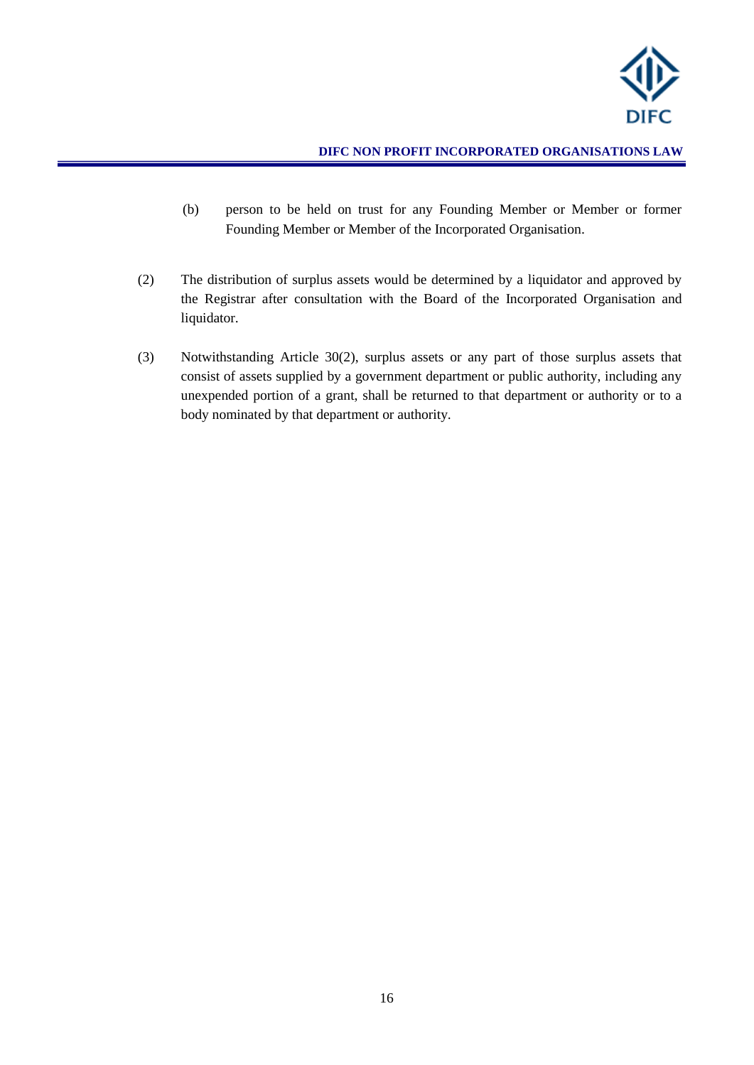(b) person to be held on trust for any Founding Member or Member or former Founding Member or Member of the Incorporated Organisation.

(2) The distribution of surplus assets would be determined by a liquidator and approved by the Registrar after consultation with the Board of the Incorporated Organisation and liquidator.

(3) Notwithstanding Article 30(2), surplus assets or any part of those surplus assets that consist of assets supplied by a government department or public authority, including any unexpended portion of a grant, shall be returned to that department or authority or to a body nominated by that department or authority.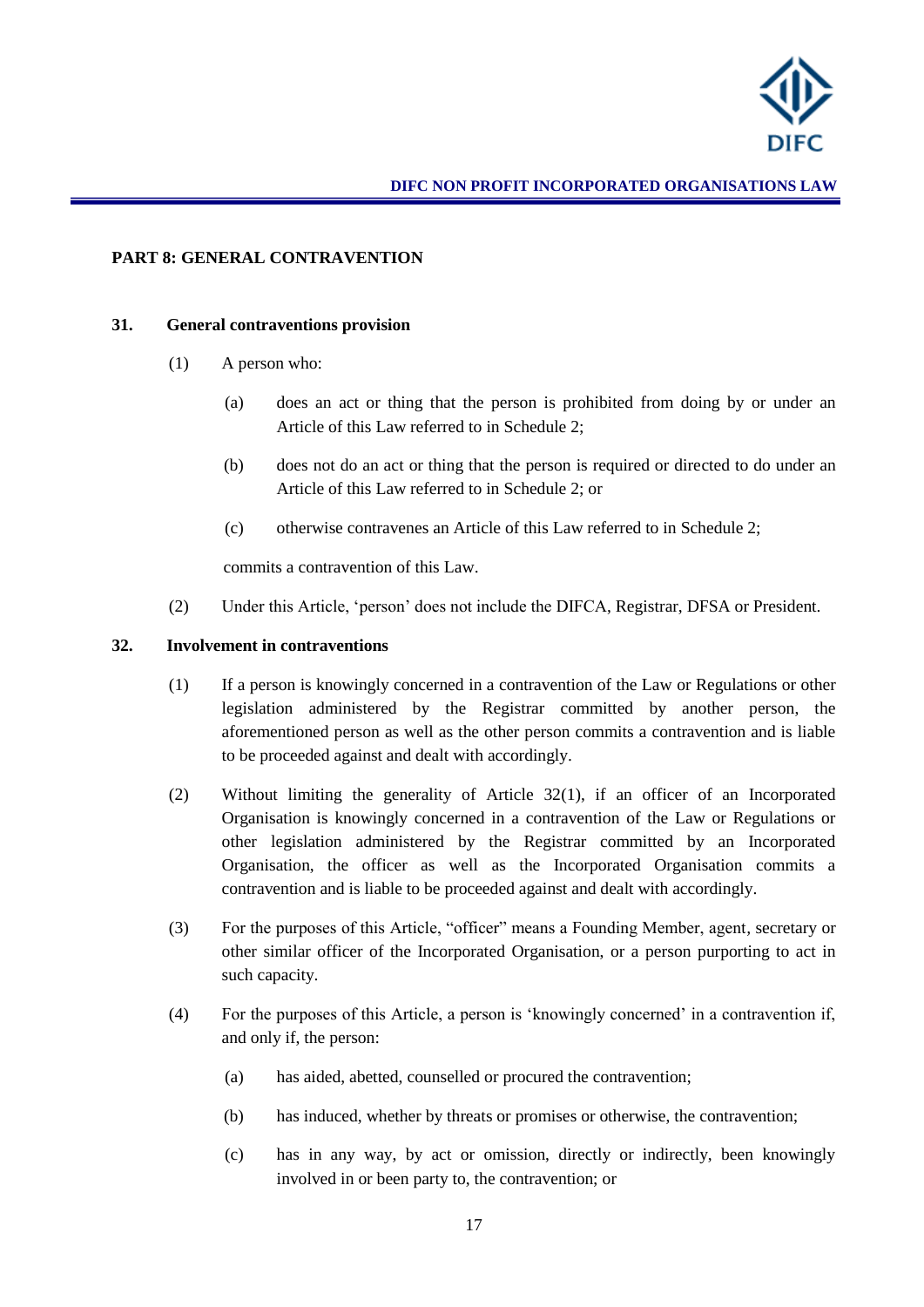## PART 8: GENERAL CONTRAVENTION

### 31. General contraventions provision

(1) A person who:

(a) does an act or thing that the person is prohibited from doing by or under an Article of this Law referred to in Schedule 2;

(b) does not do an act or thing that the person is required or directed to do under an Article of this Law referred to in Schedule 2; or

(c) otherwise contravenes an Article of this Law referred to in Schedule 2;

commits a contravention of this Law.

(2) Under this Article, 'person' does not include the DIFCA, Registrar, DFSA or President.

### 32. Involvement in contraventions

(1) If a person is knowingly concerned in a contravention of the Law or Regulations or other legislation administered by the Registrar committed by another person, the aforementioned person as well as the other person commits a contravention and is liable to be proceeded against and dealt with accordingly.

(2) Without limiting the generality of Article 32(1), if an officer of an Incorporated Organisation is knowingly concerned in a contravention of the Law or Regulations or other legislation administered by the Registrar committed by an Incorporated Organisation, the officer as well as the Incorporated Organisation commits a contravention and is liable to be proceeded against and dealt with accordingly.

(3) For the purposes of this Article, "officer" means a Founding Member, agent, secretary or other similar officer of the Incorporated Organisation, or a person purporting to act in such capacity.

(4) For the purposes of this Article, a person is 'knowingly concerned' in a contravention if, and only if, the person:

(a) has aided, abetted, counselled or procured the contravention;

(b) has induced, whether by threats or promises or otherwise, the contravention;

(c) has in any way, by act or omission, directly or indirectly, been knowingly involved in or been party to, the contravention; or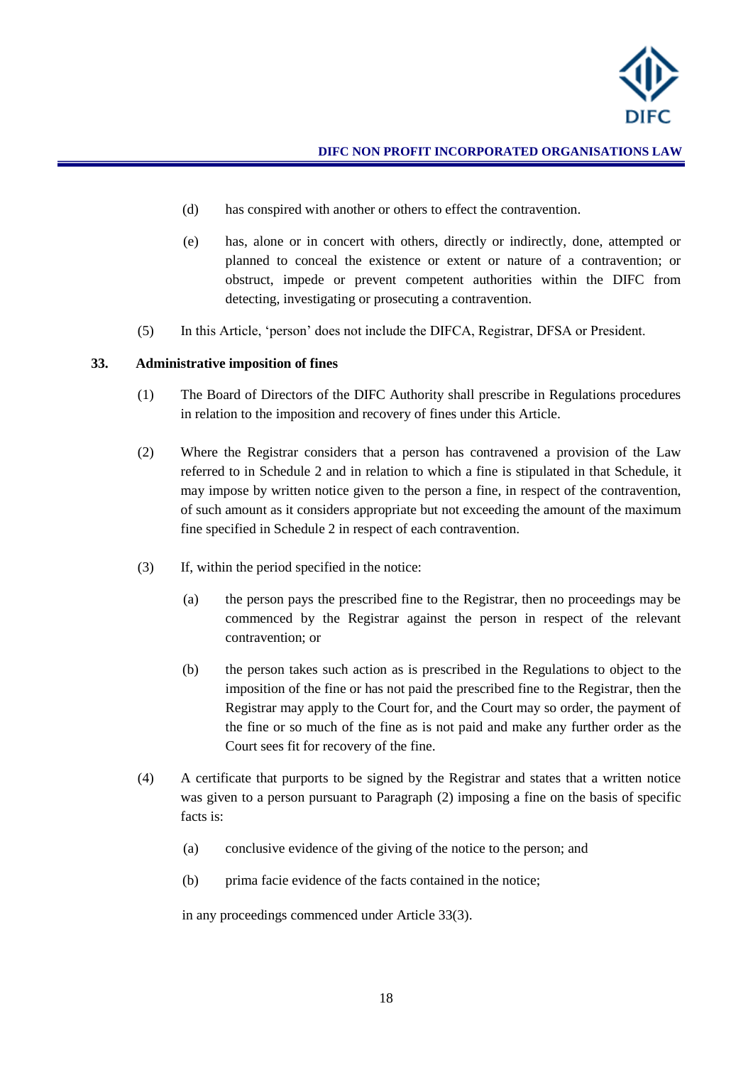(d) has conspired with another or others to effect the contravention.

(e) has, alone or in concert with others, directly or indirectly, done, attempted or planned to conceal the existence or extent or nature of a contravention; or obstruct, impede or prevent competent authorities within the DIFC from detecting, investigating or prosecuting a contravention.

(5) In this Article, 'person' does not include the DIFCA, Registrar, DFSA or President.

## 33. Administrative imposition of fines

(1) The Board of Directors of the DIFC Authority shall prescribe in Regulations procedures in relation to the imposition and recovery of fines under this Article.

(2) Where the Registrar considers that a person has contravened a provision of the Law referred to in Schedule 2 and in relation to which a fine is stipulated in that Schedule, it may impose by written notice given to the person a fine, in respect of the contravention, of such amount as it considers appropriate but not exceeding the amount of the maximum fine specified in Schedule 2 in respect of each contravention.

(3) If, within the period specified in the notice:

(a) the person pays the prescribed fine to the Registrar, then no proceedings may be commenced by the Registrar against the person in respect of the relevant contravention; or

(b) the person takes such action as is prescribed in the Regulations to object to the imposition of the fine or has not paid the prescribed fine to the Registrar, then the Registrar may apply to the Court for, and the Court may so order, the payment of the fine or so much of the fine as is not paid and make any further order as the Court sees fit for recovery of the fine.

(4) A certificate that purports to be signed by the Registrar and states that a written notice was given to a person pursuant to Paragraph (2) imposing a fine on the basis of specific facts is:

(a) conclusive evidence of the giving of the notice to the person; and

(b) prima facie evidence of the facts contained in the notice;

in any proceedings commenced under Article 33(3).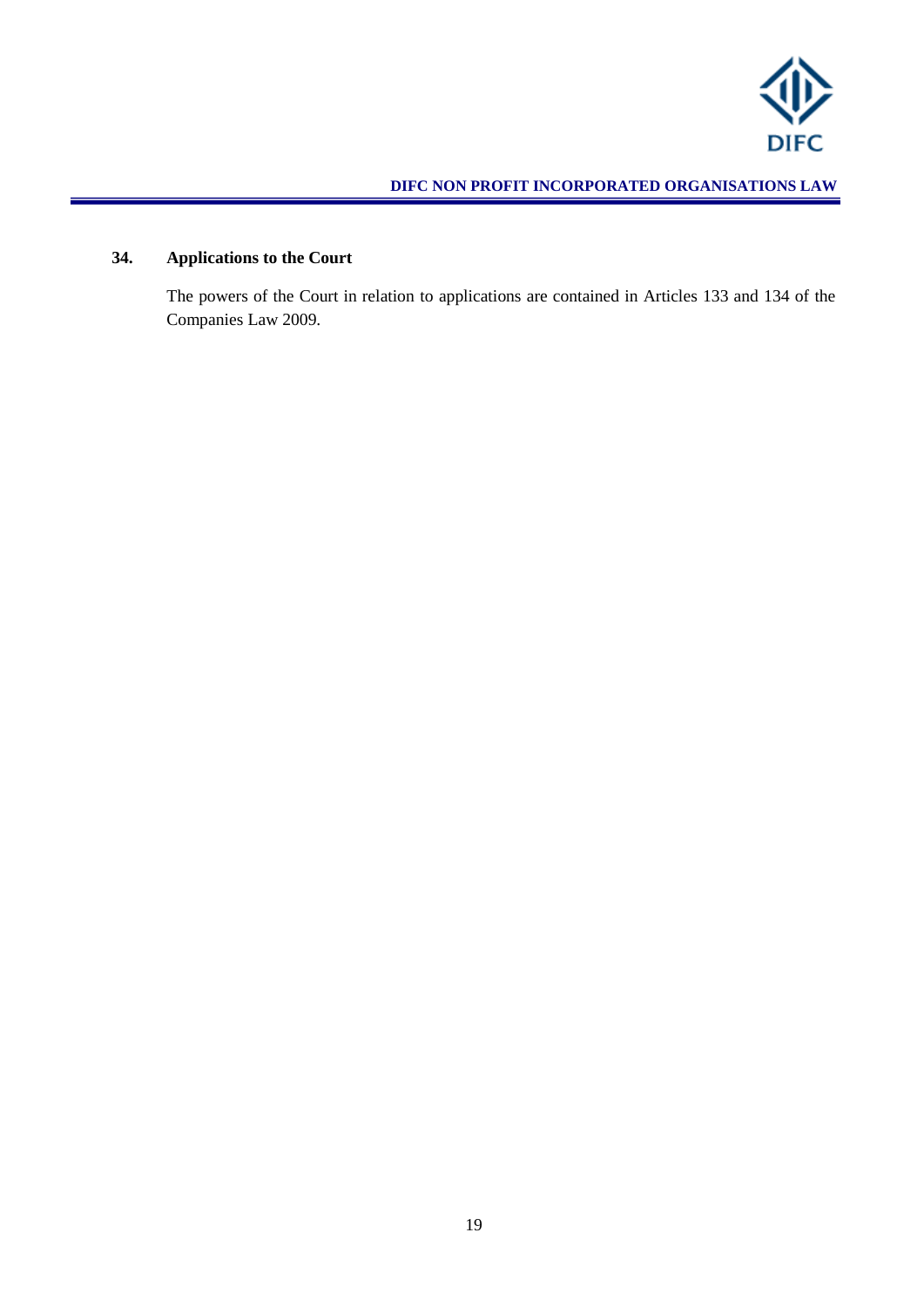**34. Applications to the Court**

The powers of the Court in relation to applications are contained in Articles 133 and 134 of the Companies Law 2009.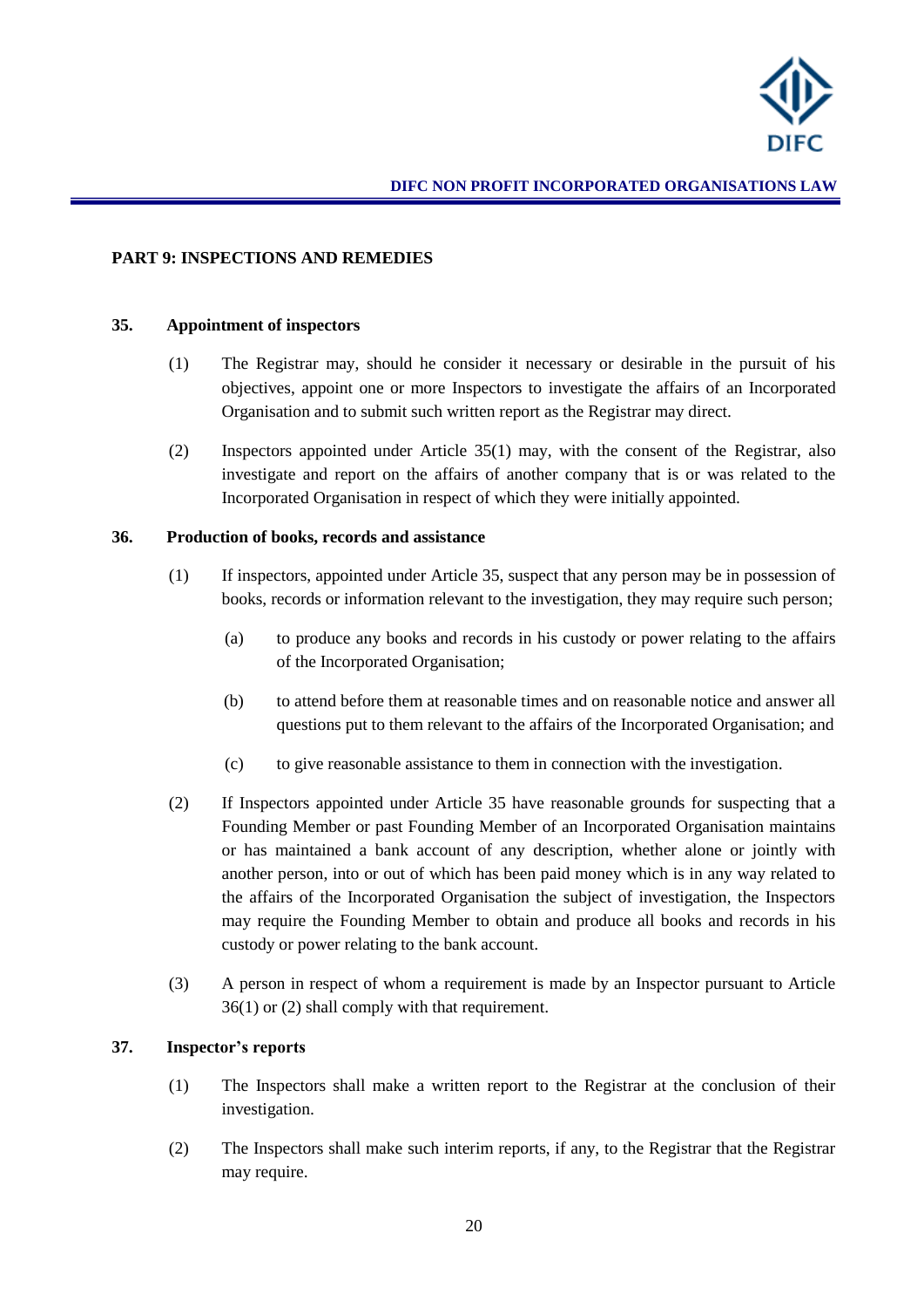## PART 9: INSPECTIONS AND REMEDIES

### 35. Appointment of inspectors

(1) The Registrar may, should he consider it necessary or desirable in the pursuit of his objectives, appoint one or more Inspectors to investigate the affairs of an Incorporated Organisation and to submit such written report as the Registrar may direct.

(2) Inspectors appointed under Article 35(1) may, with the consent of the Registrar, also investigate and report on the affairs of another company that is or was related to the Incorporated Organisation in respect of which they were initially appointed.

### 36. Production of books, records and assistance

(1) If inspectors, appointed under Article 35, suspect that any person may be in possession of books, records or information relevant to the investigation, they may require such person;

(a) to produce any books and records in his custody or power relating to the affairs of the Incorporated Organisation;

(b) to attend before them at reasonable times and on reasonable notice and answer all questions put to them relevant to the affairs of the Incorporated Organisation; and

(c) to give reasonable assistance to them in connection with the investigation.

(2) If Inspectors appointed under Article 35 have reasonable grounds for suspecting that a Founding Member or past Founding Member of an Incorporated Organisation maintains or has maintained a bank account of any description, whether alone or jointly with another person, into or out of which has been paid money which is in any way related to the affairs of the Incorporated Organisation the subject of investigation, the Inspectors may require the Founding Member to obtain and produce all books and records in his custody or power relating to the bank account.

(3) A person in respect of whom a requirement is made by an Inspector pursuant to Article 36(1) or (2) shall comply with that requirement.

### 37. Inspector's reports

(1) The Inspectors shall make a written report to the Registrar at the conclusion of their investigation.

(2) The Inspectors shall make such interim reports, if any, to the Registrar that the Registrar may require.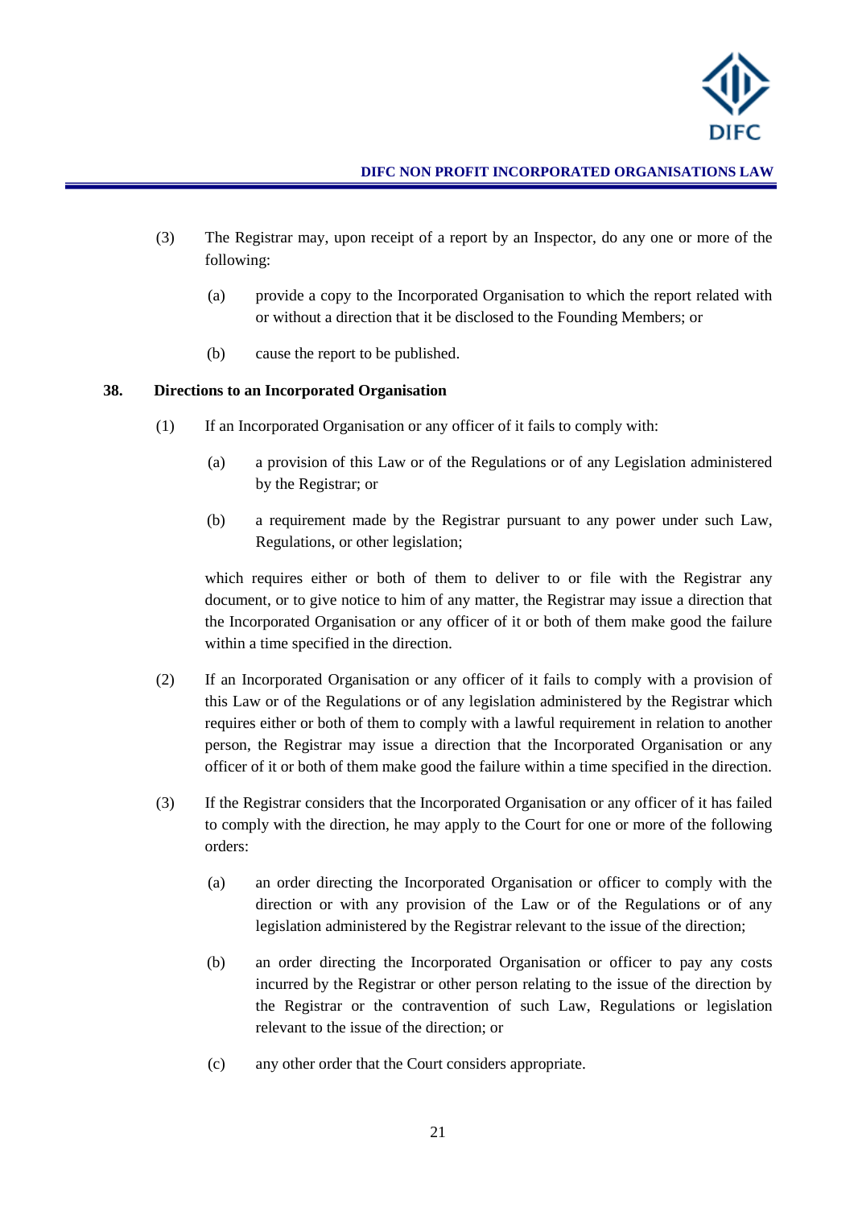(3) The Registrar may, upon receipt of a report by an Inspector, do any one or more of the following:

(a) provide a copy to the Incorporated Organisation to which the report related with or without a direction that it be disclosed to the Founding Members; or

(b) cause the report to be published.

## 38. Directions to an Incorporated Organisation

(1) If an Incorporated Organisation or any officer of it fails to comply with:

(a) a provision of this Law or of the Regulations or of any Legislation administered by the Registrar; or

(b) a requirement made by the Registrar pursuant to any power under such Law, Regulations, or other legislation;

which requires either or both of them to deliver to or file with the Registrar any document, or to give notice to him of any matter, the Registrar may issue a direction that the Incorporated Organisation or any officer of it or both of them make good the failure within a time specified in the direction.

(2) If an Incorporated Organisation or any officer of it fails to comply with a provision of this Law or of the Regulations or of any legislation administered by the Registrar which requires either or both of them to comply with a lawful requirement in relation to another person, the Registrar may issue a direction that the Incorporated Organisation or any officer of it or both of them make good the failure within a time specified in the direction.

(3) If the Registrar considers that the Incorporated Organisation or any officer of it has failed to comply with the direction, he may apply to the Court for one or more of the following orders:

(a) an order directing the Incorporated Organisation or officer to comply with the direction or with any provision of the Law or of the Regulations or of any legislation administered by the Registrar relevant to the issue of the direction;

(b) an order directing the Incorporated Organisation or officer to pay any costs incurred by the Registrar or other person relating to the issue of the direction by the Registrar or the contravention of such Law, Regulations or legislation relevant to the issue of the direction; or

(c) any other order that the Court considers appropriate.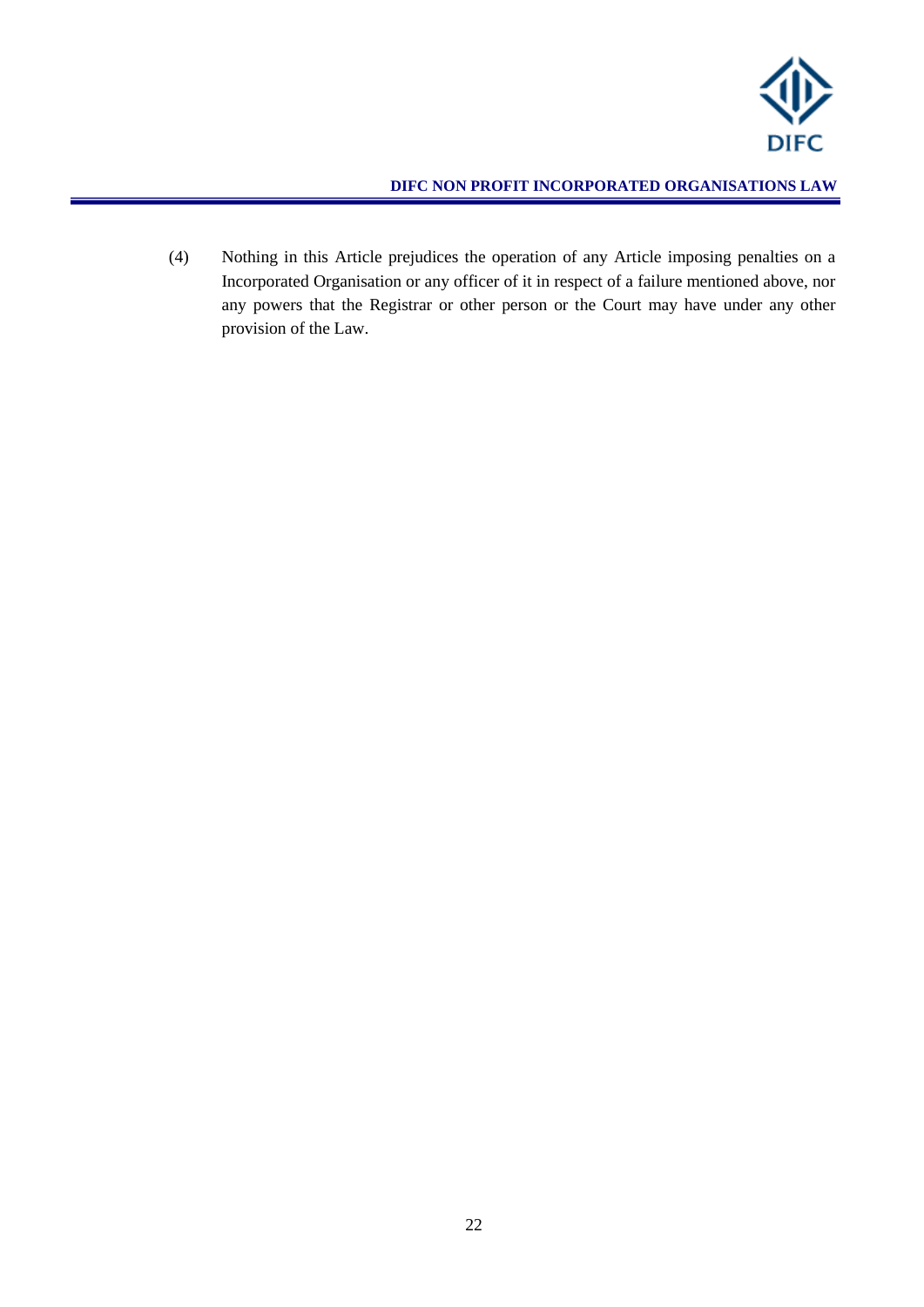(4) Nothing in this Article prejudices the operation of any Article imposing penalties on a Incorporated Organisation or any officer of it in respect of a failure mentioned above, nor any powers that the Registrar or other person or the Court may have under any other provision of the Law.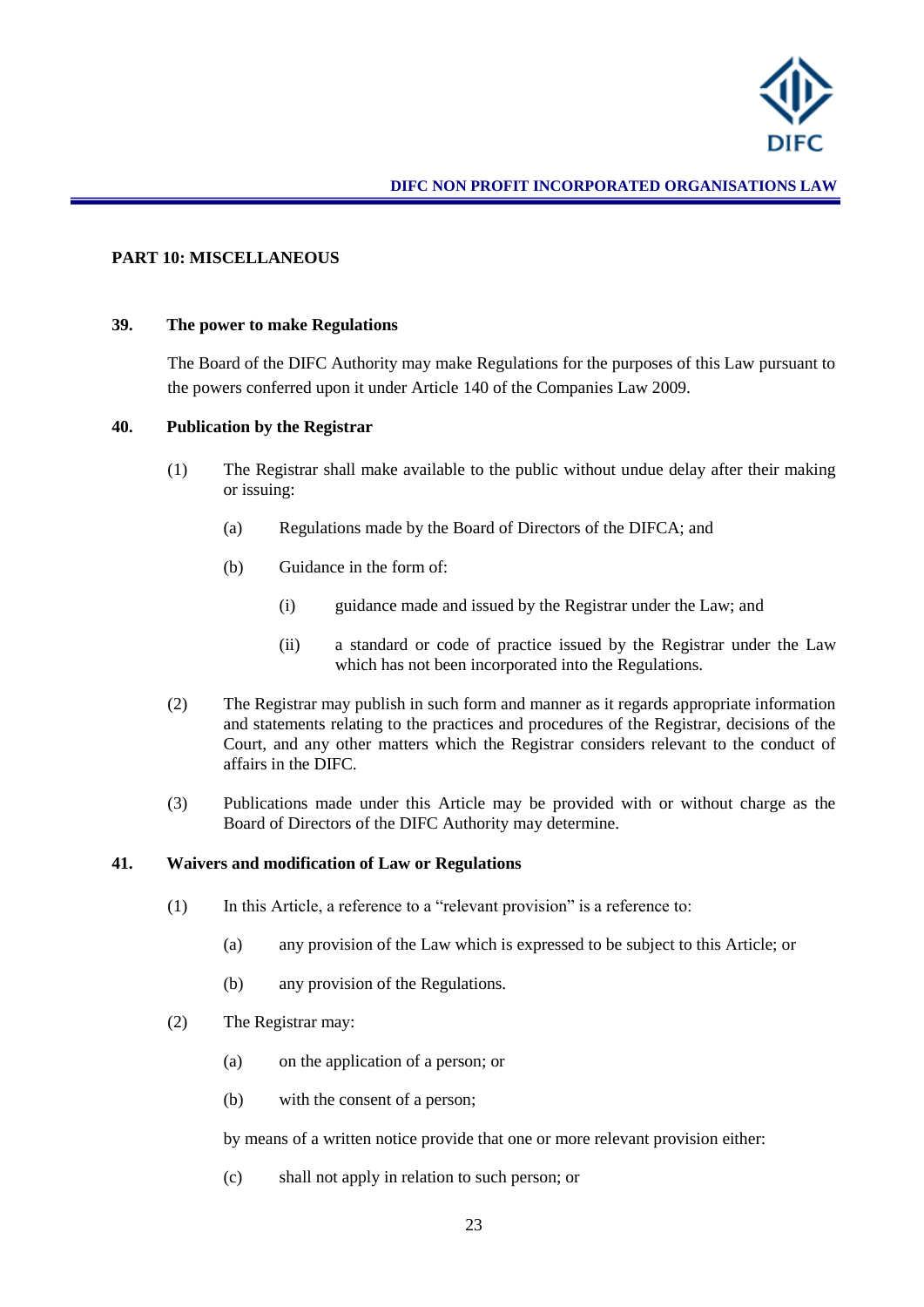## PART 10: MISCELLANEOUS

### 39. The power to make Regulations

The Board of the DIFC Authority may make Regulations for the purposes of this Law pursuant to the powers conferred upon it under Article 140 of the Companies Law 2009.

### 40. Publication by the Registrar

(1) The Registrar shall make available to the public without undue delay after their making or issuing:

(a) Regulations made by the Board of Directors of the DIFCA; and

(b) Guidance in the form of:

(i) guidance made and issued by the Registrar under the Law; and

(ii) a standard or code of practice issued by the Registrar under the Law which has not been incorporated into the Regulations.

(2) The Registrar may publish in such form and manner as it regards appropriate information and statements relating to the practices and procedures of the Registrar, decisions of the Court, and any other matters which the Registrar considers relevant to the conduct of affairs in the DIFC.

(3) Publications made under this Article may be provided with or without charge as the Board of Directors of the DIFC Authority may determine.

### 41. Waivers and modification of Law or Regulations

(1) In this Article, a reference to a "relevant provision" is a reference to:

(a) any provision of the Law which is expressed to be subject to this Article; or

(b) any provision of the Regulations.

(2) The Registrar may:

(a) on the application of a person; or

(b) with the consent of a person;

by means of a written notice provide that one or more relevant provision either:

(c) shall not apply in relation to such person; or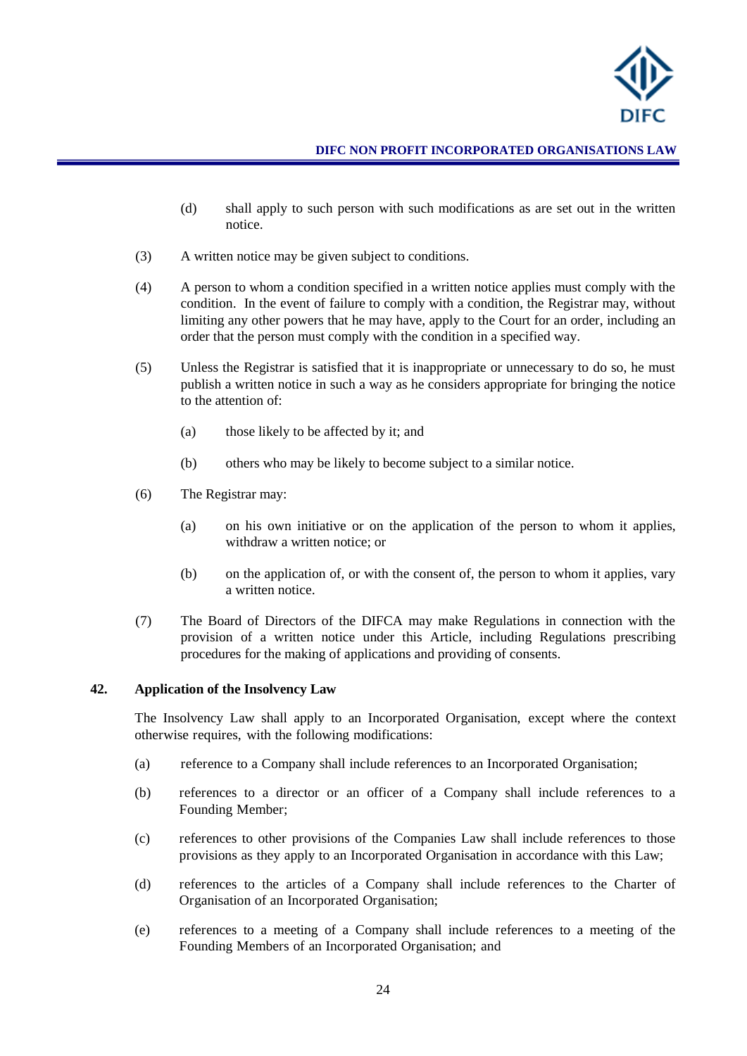(d) shall apply to such person with such modifications as are set out in the written notice.

(3) A written notice may be given subject to conditions.

(4) A person to whom a condition specified in a written notice applies must comply with the condition. In the event of failure to comply with a condition, the Registrar may, without limiting any other powers that he may have, apply to the Court for an order, including an order that the person must comply with the condition in a specified way.

(5) Unless the Registrar is satisfied that it is inappropriate or unnecessary to do so, he must publish a written notice in such a way as he considers appropriate for bringing the notice to the attention of:

(a) those likely to be affected by it; and

(b) others who may be likely to become subject to a similar notice.

(6) The Registrar may:

(a) on his own initiative or on the application of the person to whom it applies, withdraw a written notice; or

(b) on the application of, or with the consent of, the person to whom it applies, vary a written notice.

(7) The Board of Directors of the DIFCA may make Regulations in connection with the provision of a written notice under this Article, including Regulations prescribing procedures for the making of applications and providing of consents.

## 42. Application of the Insolvency Law

The Insolvency Law shall apply to an Incorporated Organisation, except where the context otherwise requires, with the following modifications:

(a) reference to a Company shall include references to an Incorporated Organisation;

(b) references to a director or an officer of a Company shall include references to a Founding Member;

(c) references to other provisions of the Companies Law shall include references to those provisions as they apply to an Incorporated Organisation in accordance with this Law;

(d) references to the articles of a Company shall include references to the Charter of Organisation of an Incorporated Organisation;

(e) references to a meeting of a Company shall include references to a meeting of the Founding Members of an Incorporated Organisation; and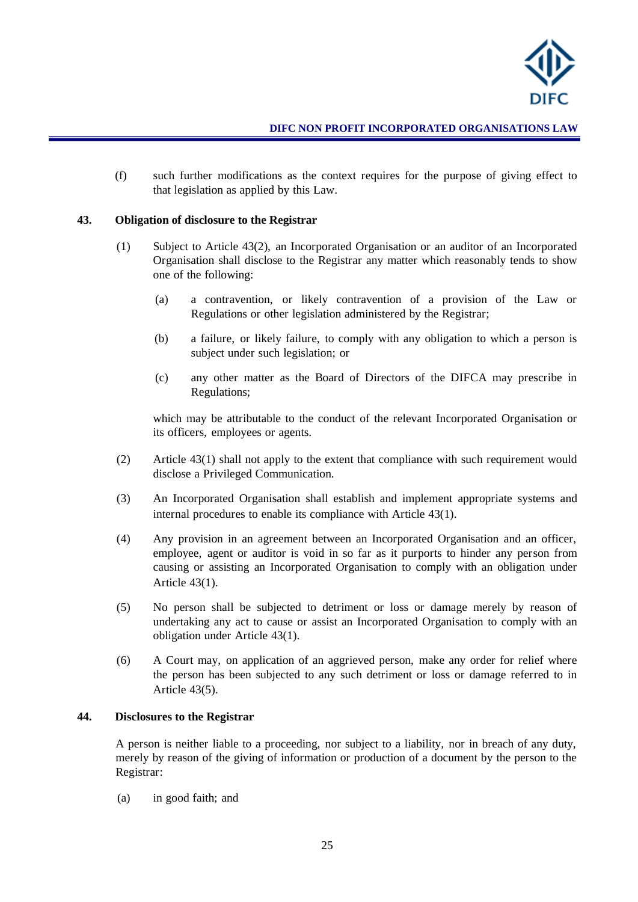(f) such further modifications as the context requires for the purpose of giving effect to that legislation as applied by this Law.

### 43. Obligation of disclosure to the Registrar

(1) Subject to Article 43(2), an Incorporated Organisation or an auditor of an Incorporated Organisation shall disclose to the Registrar any matter which reasonably tends to show one of the following:

(a) a contravention, or likely contravention of a provision of the Law or Regulations or other legislation administered by the Registrar;

(b) a failure, or likely failure, to comply with any obligation to which a person is subject under such legislation; or

(c) any other matter as the Board of Directors of the DIFCA may prescribe in Regulations;

which may be attributable to the conduct of the relevant Incorporated Organisation or its officers, employees or agents.

(2) Article 43(1) shall not apply to the extent that compliance with such requirement would disclose a Privileged Communication.

(3) An Incorporated Organisation shall establish and implement appropriate systems and internal procedures to enable its compliance with Article 43(1).

(4) Any provision in an agreement between an Incorporated Organisation and an officer, employee, agent or auditor is void in so far as it purports to hinder any person from causing or assisting an Incorporated Organisation to comply with an obligation under Article 43(1).

(5) No person shall be subjected to detriment or loss or damage merely by reason of undertaking any act to cause or assist an Incorporated Organisation to comply with an obligation under Article 43(1).

(6) A Court may, on application of an aggrieved person, make any order for relief where the person has been subjected to any such detriment or loss or damage referred to in Article 43(5).

### 44. Disclosures to the Registrar

A person is neither liable to a proceeding, nor subject to a liability, nor in breach of any duty, merely by reason of the giving of information or production of a document by the person to the Registrar:

(a) in good faith; and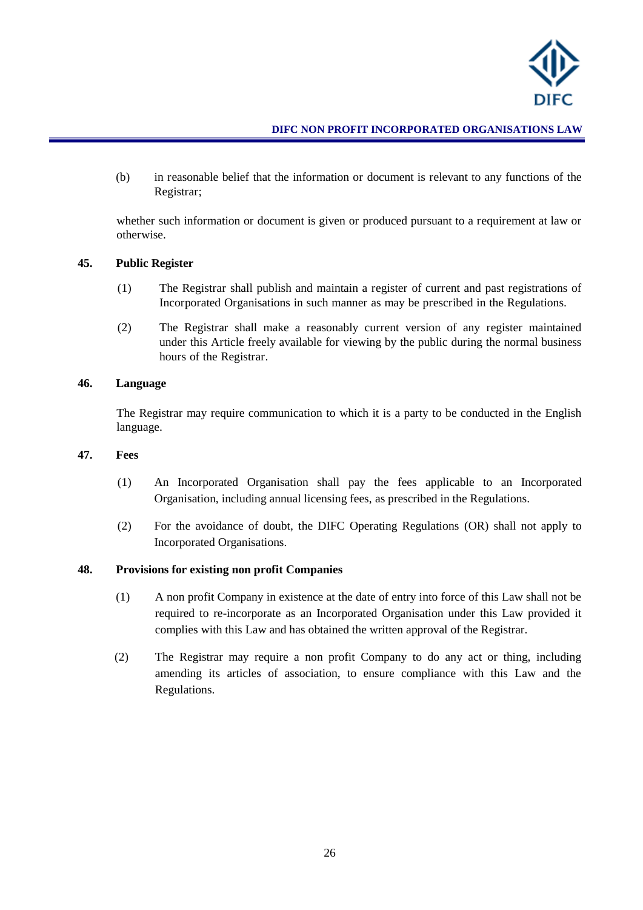(b) in reasonable belief that the information or document is relevant to any functions of the Registrar;

whether such information or document is given or produced pursuant to a requirement at law or otherwise.

## 45. Public Register

(1) The Registrar shall publish and maintain a register of current and past registrations of Incorporated Organisations in such manner as may be prescribed in the Regulations.

(2) The Registrar shall make a reasonably current version of any register maintained under this Article freely available for viewing by the public during the normal business hours of the Registrar.

## 46. Language

The Registrar may require communication to which it is a party to be conducted in the English language.

## 47. Fees

(1) An Incorporated Organisation shall pay the fees applicable to an Incorporated Organisation, including annual licensing fees, as prescribed in the Regulations.

(2) For the avoidance of doubt, the DIFC Operating Regulations (OR) shall not apply to Incorporated Organisations.

## 48. Provisions for existing non profit Companies

(1) A non profit Company in existence at the date of entry into force of this Law shall not be required to re-incorporate as an Incorporated Organisation under this Law provided it complies with this Law and has obtained the written approval of the Registrar.

(2) The Registrar may require a non profit Company to do any act or thing, including amending its articles of association, to ensure compliance with this Law and the Regulations.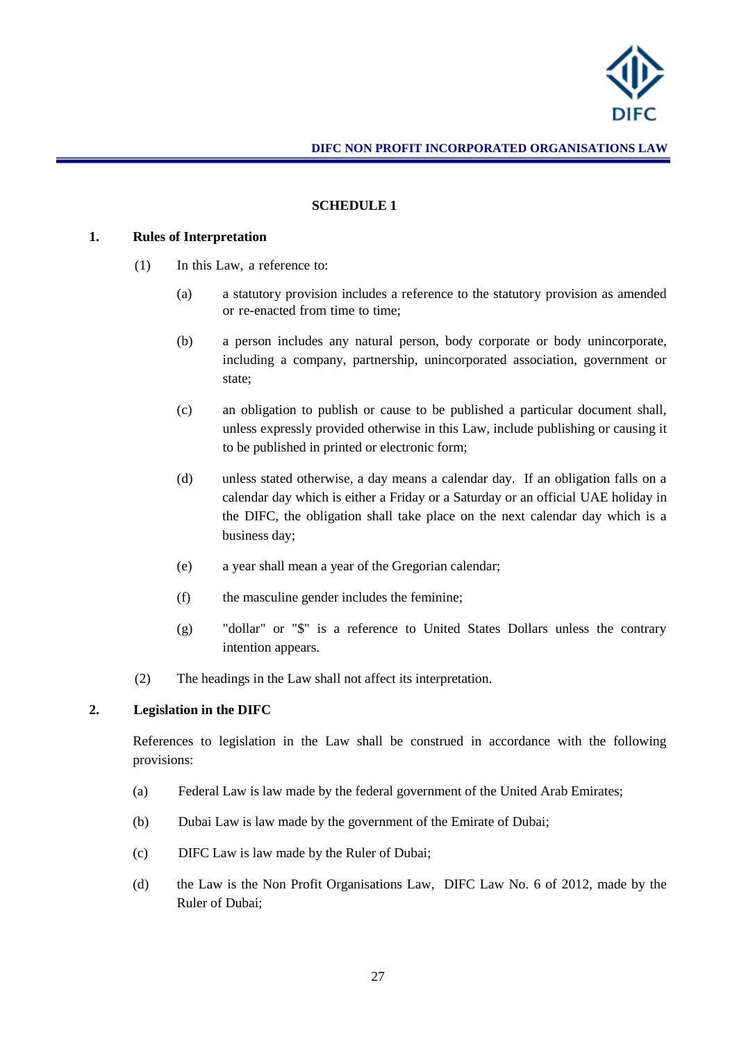## SCHEDULE 1

### 1. Rules of Interpretation

(1) In this Law, a reference to:

(a) a statutory provision includes a reference to the statutory provision as amended or re-enacted from time to time;

(b) a person includes any natural person, body corporate or body unincorporate, including a company, partnership, unincorporated association, government or state;

(c) an obligation to publish or cause to be published a particular document shall, unless expressly provided otherwise in this Law, include publishing or causing it to be published in printed or electronic form;

(d) unless stated otherwise, a day means a calendar day. If an obligation falls on a calendar day which is either a Friday or a Saturday or an official UAE holiday in the DIFC, the obligation shall take place on the next calendar day which is a business day;

(e) a year shall mean a year of the Gregorian calendar;

(f) the masculine gender includes the feminine;

(g) "dollar" or "$" is a reference to United States Dollars unless the contrary intention appears.

(2) The headings in the Law shall not affect its interpretation.

### 2. Legislation in the DIFC

References to legislation in the Law shall be construed in accordance with the following provisions:

(a) Federal Law is law made by the federal government of the United Arab Emirates;

(b) Dubai Law is law made by the government of the Emirate of Dubai;

(c) DIFC Law is law made by the Ruler of Dubai;

(d) the Law is the Non Profit Organisations Law, DIFC Law No. 6 of 2012, made by the Ruler of Dubai;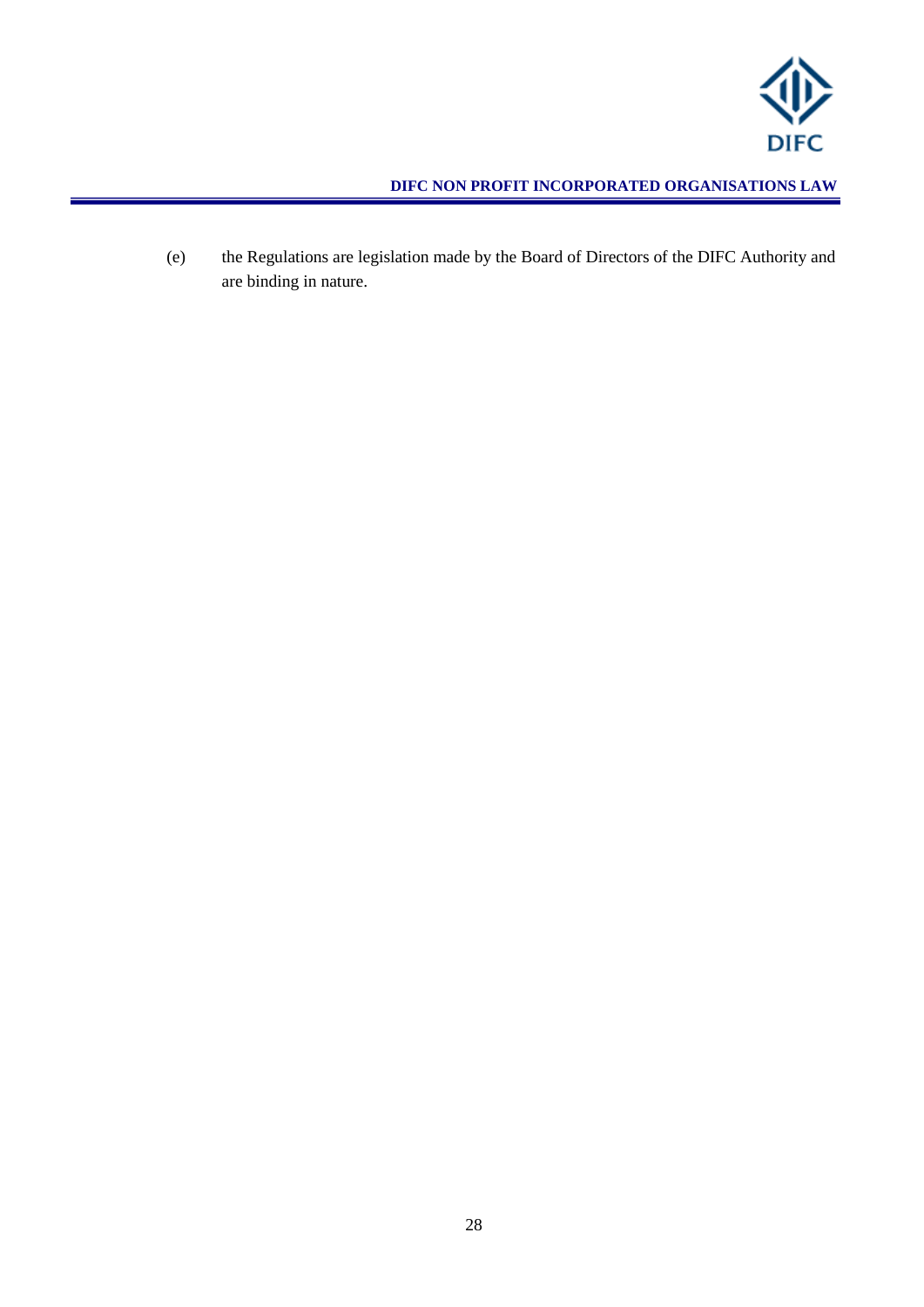(e) the Regulations are legislation made by the Board of Directors of the DIFC Authority and are binding in nature.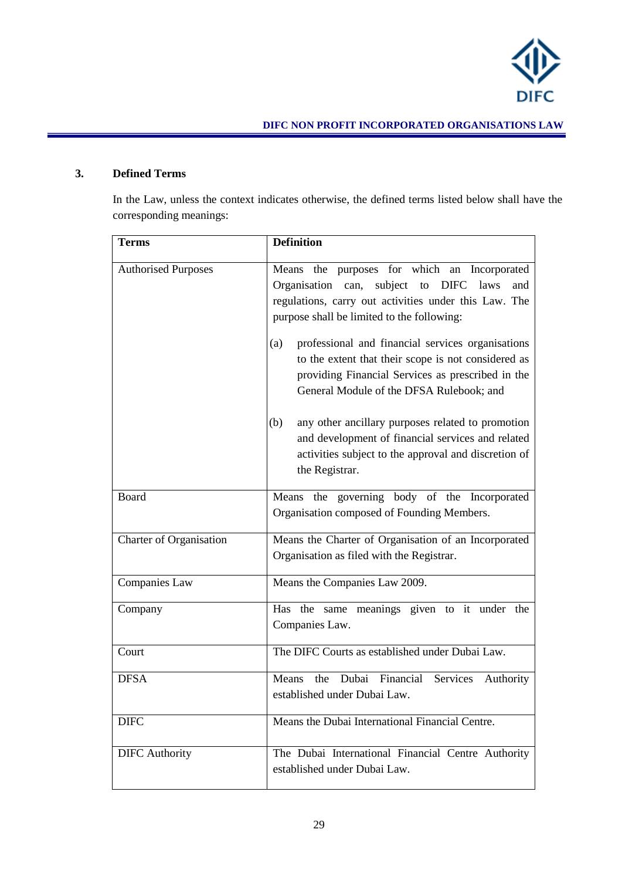## 3. Defined Terms

In the Law, unless the context indicates otherwise, the defined terms listed below shall have the corresponding meanings:

| Terms | Definition |
|---|---|
| Authorised Purposes | Means the purposes for which an Incorporated Organisation can, subject to DIFC laws and regulations, carry out activities under this Law. The purpose shall be limited to the following:<br><br>(a) professional and financial services organisations to the extent that their scope is not considered as providing Financial Services as prescribed in the General Module of the DFSA Rulebook; and<br><br>(b) any other ancillary purposes related to promotion and development of financial services and related activities subject to the approval and discretion of the Registrar. |
| Board | Means the governing body of the Incorporated Organisation composed of Founding Members. |
| Charter of Organisation | Means the Charter of Organisation of an Incorporated Organisation as filed with the Registrar. |
| Companies Law | Means the Companies Law 2009. |
| Company | Has the same meanings given to it under the Companies Law. |
| Court | The DIFC Courts as established under Dubai Law. |
| DFSA | Means the Dubai Financial Services Authority established under Dubai Law. |
| DIFC | Means the Dubai International Financial Centre. |
| DIFC Authority | The Dubai International Financial Centre Authority established under Dubai Law. |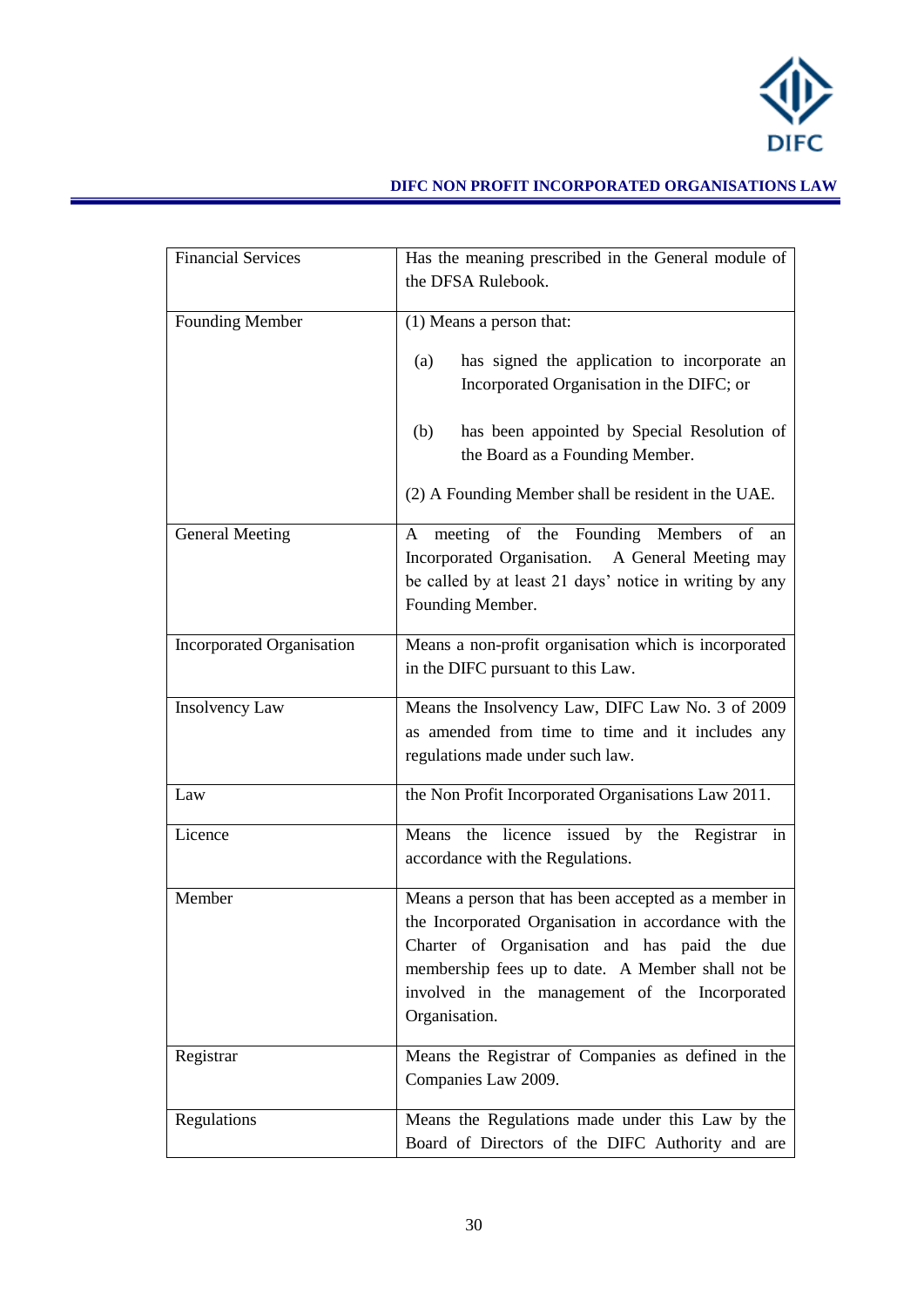| Financial Services | Has the meaning prescribed in the General module of the DFSA Rulebook. |
|---|---|
| Founding Member | (1) Means a person that:<br><br>(a) has signed the application to incorporate an Incorporated Organisation in the DIFC; or<br><br>(b) has been appointed by Special Resolution of the Board as a Founding Member.<br><br>(2) A Founding Member shall be resident in the UAE. |
| General Meeting | A meeting of the Founding Members of an Incorporated Organisation. A General Meeting may be called by at least 21 days' notice in writing by any Founding Member. |
| Incorporated Organisation | Means a non-profit organisation which is incorporated in the DIFC pursuant to this Law. |
| Insolvency Law | Means the Insolvency Law, DIFC Law No. 3 of 2009 as amended from time to time and it includes any regulations made under such law. |
| Law | the Non Profit Incorporated Organisations Law 2011. |
| Licence | Means the licence issued by the Registrar in accordance with the Regulations. |
| Member | Means a person that has been accepted as a member in the Incorporated Organisation in accordance with the Charter of Organisation and has paid the due membership fees up to date. A Member shall not be involved in the management of the Incorporated Organisation. |
| Registrar | Means the Registrar of Companies as defined in the Companies Law 2009. |
| Regulations | Means the Regulations made under this Law by the Board of Directors of the DIFC Authority and are |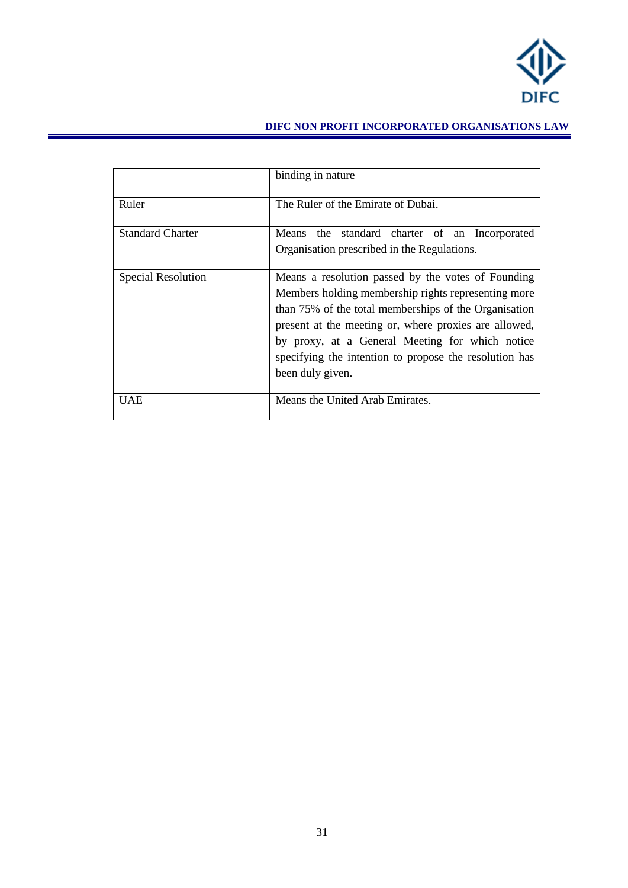| | |
|---|---|
| | binding in nature |
| Ruler | The Ruler of the Emirate of Dubai. |
| Standard Charter | Means the standard charter of an Incorporated Organisation prescribed in the Regulations. |
| Special Resolution | Means a resolution passed by the votes of Founding Members holding membership rights representing more than 75% of the total memberships of the Organisation present at the meeting or, where proxies are allowed, by proxy, at a General Meeting for which notice specifying the intention to propose the resolution has been duly given. |
| UAE | Means the United Arab Emirates. |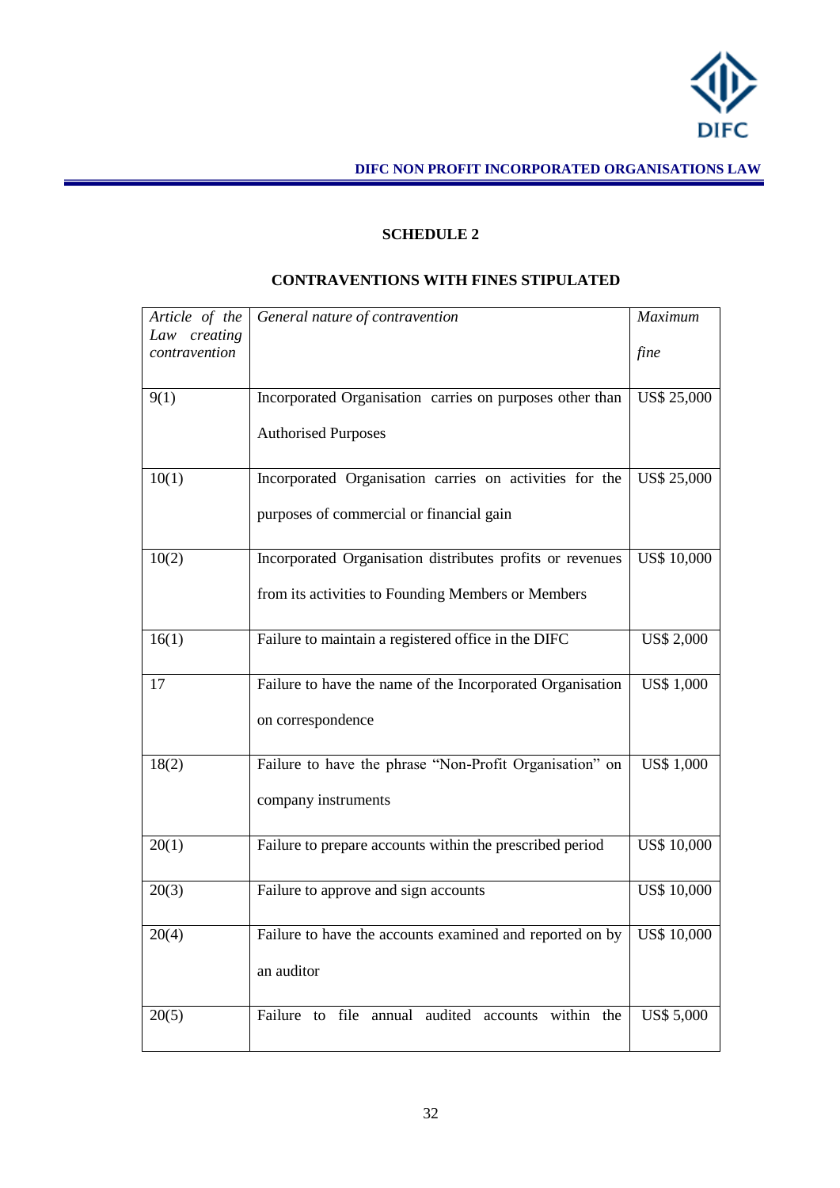## SCHEDULE 2

## CONTRAVENTIONS WITH FINES STIPULATED

| *Article of the Law creating contravention* | *General nature of contravention* | *Maximum fine* |
|---|---|---|
| 9(1) | Incorporated Organisation carries on purposes other than Authorised Purposes | US$ 25,000 |
| 10(1) | Incorporated Organisation carries on activities for the purposes of commercial or financial gain | US$ 25,000 |
| 10(2) | Incorporated Organisation distributes profits or revenues from its activities to Founding Members or Members | US$ 10,000 |
| 16(1) | Failure to maintain a registered office in the DIFC | US$ 2,000 |
| 17 | Failure to have the name of the Incorporated Organisation on correspondence | US$ 1,000 |
| 18(2) | Failure to have the phrase "Non-Profit Organisation" on company instruments | US$ 1,000 |
| 20(1) | Failure to prepare accounts within the prescribed period | US$ 10,000 |
| 20(3) | Failure to approve and sign accounts | US$ 10,000 |
| 20(4) | Failure to have the accounts examined and reported on by an auditor | US$ 10,000 |
| 20(5) | Failure to file annual audited accounts within the | US$ 5,000 |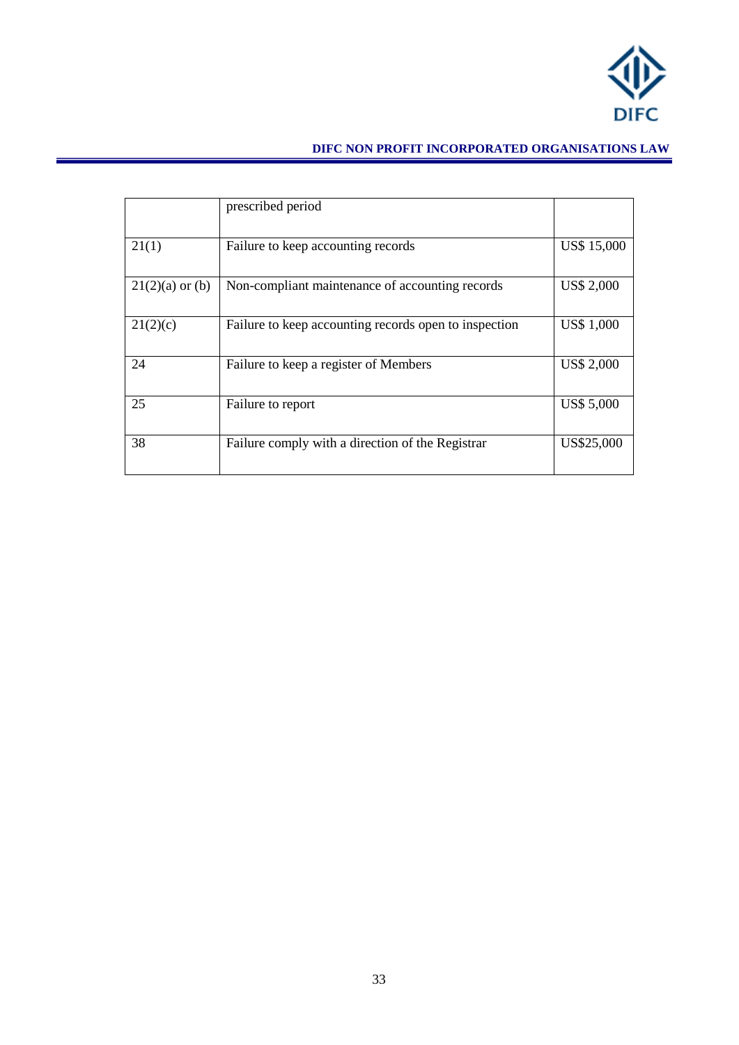| | | |
|---|---|---|
| | prescribed period | |
| 21(1) | Failure to keep accounting records | US$ 15,000 |
| 21(2)(a) or (b) | Non-compliant maintenance of accounting records | US$ 2,000 |
| 21(2)(c) | Failure to keep accounting records open to inspection | US$ 1,000 |
| 24 | Failure to keep a register of Members | US$ 2,000 |
| 25 | Failure to report | US$ 5,000 |
| 38 | Failure comply with a direction of the Registrar | US$25,000 |